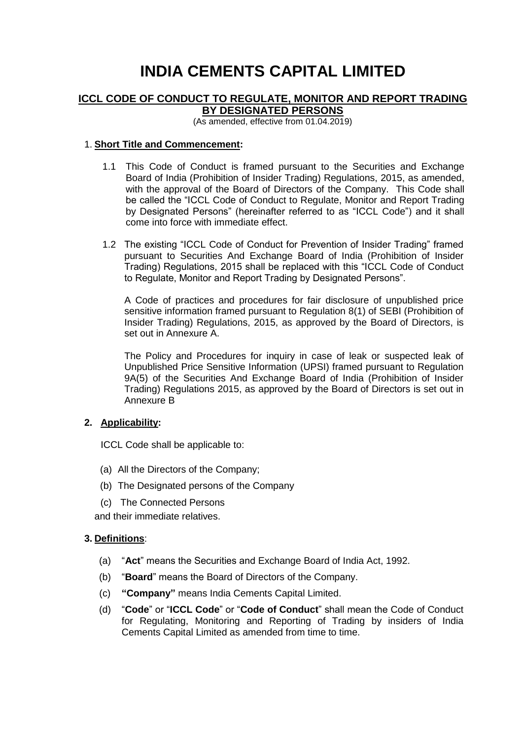# INDIA CEMENTS CAPITAL LIMITED

## ICCL CODE OF CONDUCT TO REGULATE, MONITOR AND REPORT TRADING BY DESIGNATED PERSONS

(As amended, effective from 01.04.2019)

1. **Short Title and Commencement:**

   1.1 This Code of Conduct is framed pursuant to the Securities and Exchange Board of India (Prohibition of Insider Trading) Regulations, 2015, as amended, with the approval of the Board of Directors of the Company. This Code shall be called the "ICCL Code of Conduct to Regulate, Monitor and Report Trading by Designated Persons" (hereinafter referred to as "ICCL Code") and it shall come into force with immediate effect.

   1.2 The existing "ICCL Code of Conduct for Prevention of Insider Trading" framed pursuant to Securities And Exchange Board of India (Prohibition of Insider Trading) Regulations, 2015 shall be replaced with this "ICCL Code of Conduct to Regulate, Monitor and Report Trading by Designated Persons".

   A Code of practices and procedures for fair disclosure of unpublished price sensitive information framed pursuant to Regulation 8(1) of SEBI (Prohibition of Insider Trading) Regulations, 2015, as approved by the Board of Directors, is set out in Annexure A.

   The Policy and Procedures for inquiry in case of leak or suspected leak of Unpublished Price Sensitive Information (UPSI) framed pursuant to Regulation 9A(5) of the Securities And Exchange Board of India (Prohibition of Insider Trading) Regulations 2015, as approved by the Board of Directors is set out in Annexure B

2. **Applicability:**

   ICCL Code shall be applicable to:

   (a) All the Directors of the Company;

   (b) The Designated persons of the Company

   (c) The Connected Persons

   and their immediate relatives.

3. **Definitions**:

   (a) "**Act**" means the Securities and Exchange Board of India Act, 1992.

   (b) "**Board**" means the Board of Directors of the Company.

   (c) **"Company"** means India Cements Capital Limited.

   (d) "**Code**" or "**ICCL Code**" or "**Code of Conduct**" shall mean the Code of Conduct for Regulating, Monitoring and Reporting of Trading by insiders of India Cements Capital Limited as amended from time to time.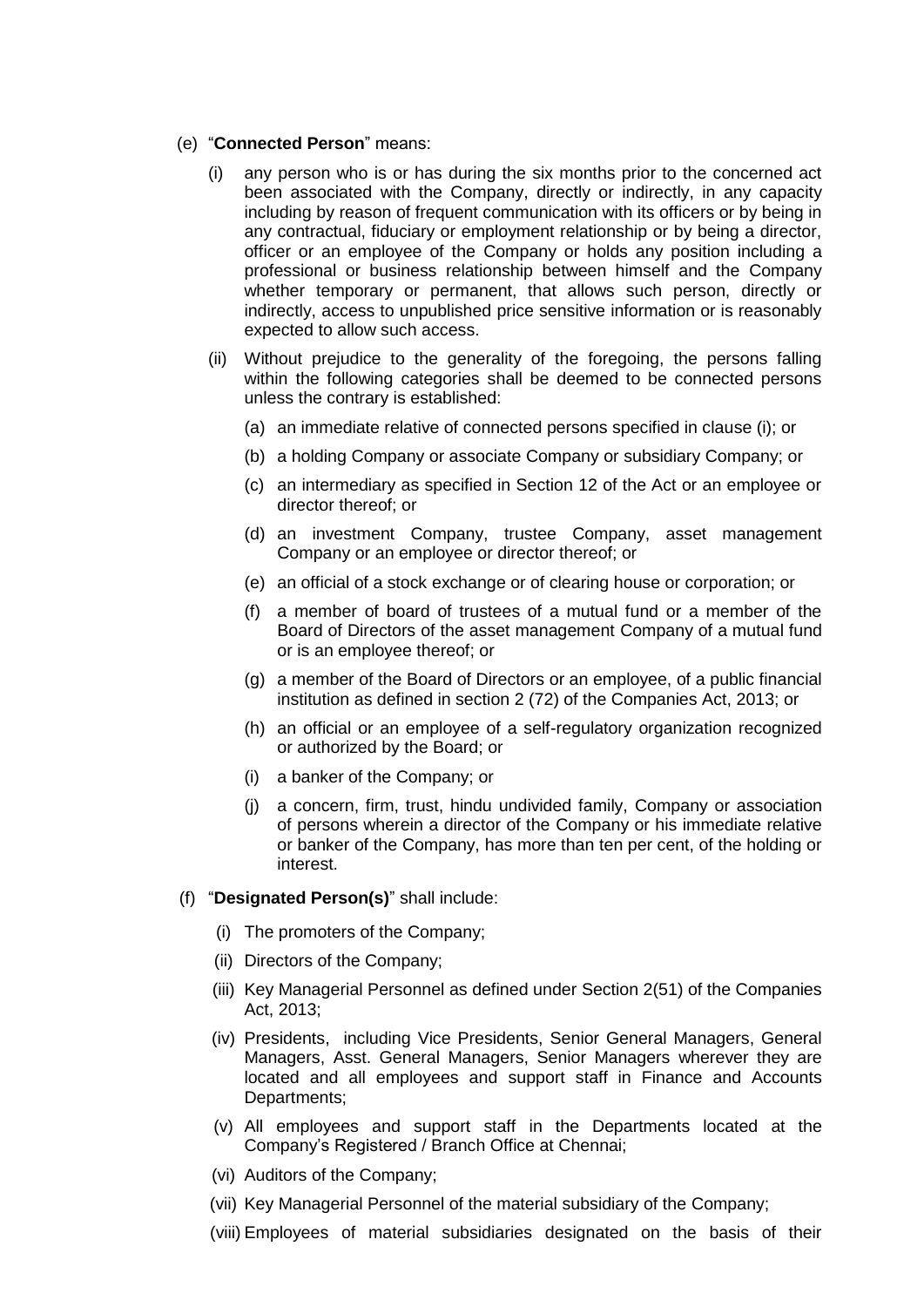(e) "**Connected Person**" means:

(i) any person who is or has during the six months prior to the concerned act been associated with the Company, directly or indirectly, in any capacity including by reason of frequent communication with its officers or by being in any contractual, fiduciary or employment relationship or by being a director, officer or an employee of the Company or holds any position including a professional or business relationship between himself and the Company whether temporary or permanent, that allows such person, directly or indirectly, access to unpublished price sensitive information or is reasonably expected to allow such access.

(ii) Without prejudice to the generality of the foregoing, the persons falling within the following categories shall be deemed to be connected persons unless the contrary is established:

(a) an immediate relative of connected persons specified in clause (i); or

(b) a holding Company or associate Company or subsidiary Company; or

(c) an intermediary as specified in Section 12 of the Act or an employee or director thereof; or

(d) an investment Company, trustee Company, asset management Company or an employee or director thereof; or

(e) an official of a stock exchange or of clearing house or corporation; or

(f) a member of board of trustees of a mutual fund or a member of the Board of Directors of the asset management Company of a mutual fund or is an employee thereof; or

(g) a member of the Board of Directors or an employee, of a public financial institution as defined in section 2 (72) of the Companies Act, 2013; or

(h) an official or an employee of a self-regulatory organization recognized or authorized by the Board; or

(i) a banker of the Company; or

(j) a concern, firm, trust, hindu undivided family, Company or association of persons wherein a director of the Company or his immediate relative or banker of the Company, has more than ten per cent, of the holding or interest.

(f) "**Designated Person(s)**" shall include:

(i) The promoters of the Company;

(ii) Directors of the Company;

(iii) Key Managerial Personnel as defined under Section 2(51) of the Companies Act, 2013;

(iv) Presidents, including Vice Presidents, Senior General Managers, General Managers, Asst. General Managers, Senior Managers wherever they are located and all employees and support staff in Finance and Accounts Departments;

(v) All employees and support staff in the Departments located at the Company's Registered / Branch Office at Chennai;

(vi) Auditors of the Company;

(vii) Key Managerial Personnel of the material subsidiary of the Company;

(viii) Employees of material subsidiaries designated on the basis of their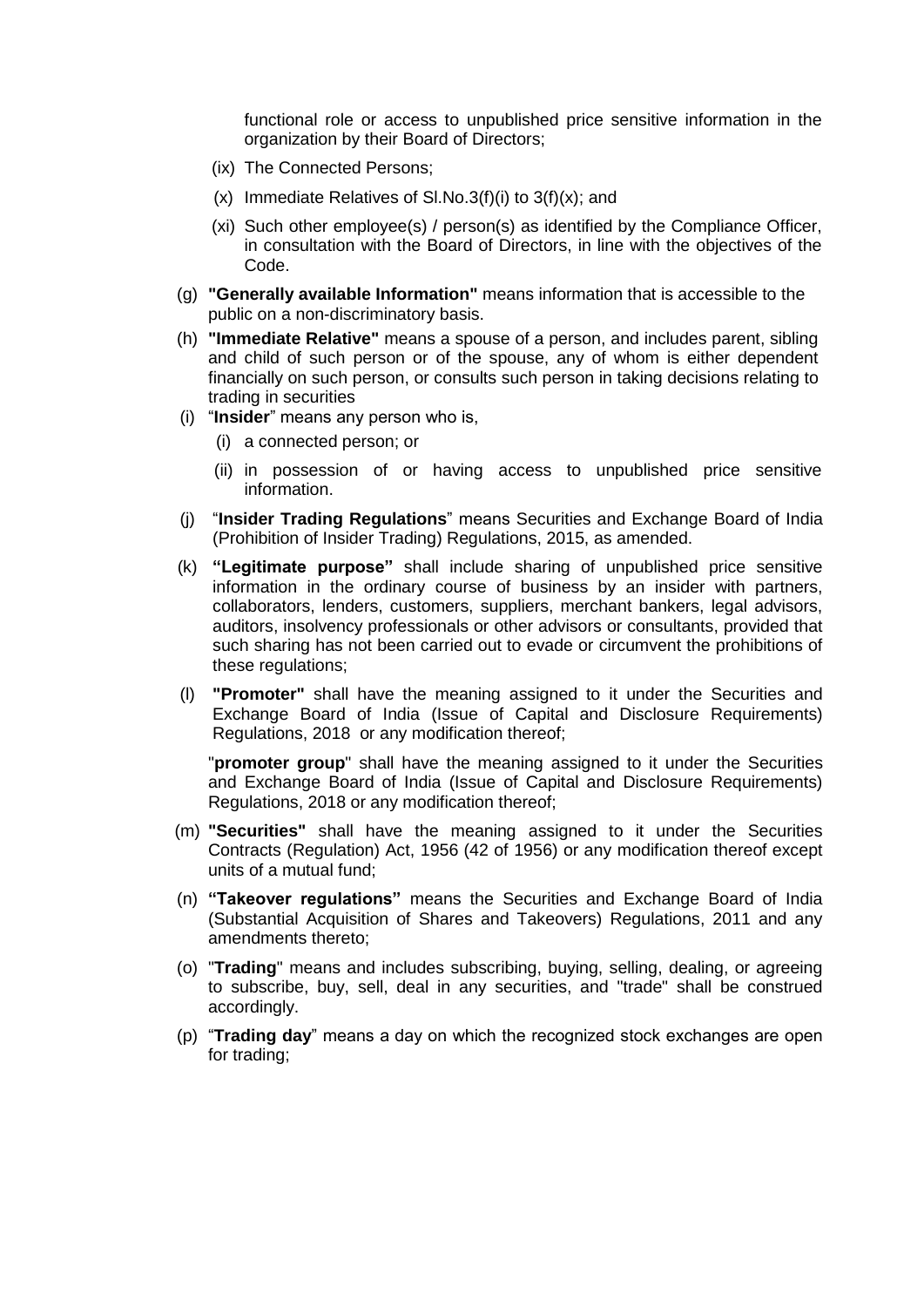functional role or access to unpublished price sensitive information in the organization by their Board of Directors;

(ix) The Connected Persons;

(x) Immediate Relatives of Sl.No.3(f)(i) to 3(f)(x); and

(xi) Such other employee(s) / person(s) as identified by the Compliance Officer, in consultation with the Board of Directors, in line with the objectives of the Code.

(g) **"Generally available Information"** means information that is accessible to the public on a non-discriminatory basis.

(h) **"Immediate Relative"** means a spouse of a person, and includes parent, sibling and child of such person or of the spouse, any of whom is either dependent financially on such person, or consults such person in taking decisions relating to trading in securities

(i) "**Insider**" means any person who is,

  (i) a connected person; or

  (ii) in possession of or having access to unpublished price sensitive information.

(j) "**Insider Trading Regulations**" means Securities and Exchange Board of India (Prohibition of Insider Trading) Regulations, 2015, as amended.

(k) **"Legitimate purpose"** shall include sharing of unpublished price sensitive information in the ordinary course of business by an insider with partners, collaborators, lenders, customers, suppliers, merchant bankers, legal advisors, auditors, insolvency professionals or other advisors or consultants, provided that such sharing has not been carried out to evade or circumvent the prohibitions of these regulations;

(l) **"Promoter"** shall have the meaning assigned to it under the Securities and Exchange Board of India (Issue of Capital and Disclosure Requirements) Regulations, 2018 or any modification thereof;

"**promoter group**" shall have the meaning assigned to it under the Securities and Exchange Board of India (Issue of Capital and Disclosure Requirements) Regulations, 2018 or any modification thereof;

(m) **"Securities"** shall have the meaning assigned to it under the Securities Contracts (Regulation) Act, 1956 (42 of 1956) or any modification thereof except units of a mutual fund;

(n) **"Takeover regulations"** means the Securities and Exchange Board of India (Substantial Acquisition of Shares and Takeovers) Regulations, 2011 and any amendments thereto;

(o) "**Trading**" means and includes subscribing, buying, selling, dealing, or agreeing to subscribe, buy, sell, deal in any securities, and "trade" shall be construed accordingly.

(p) "**Trading day**" means a day on which the recognized stock exchanges are open for trading;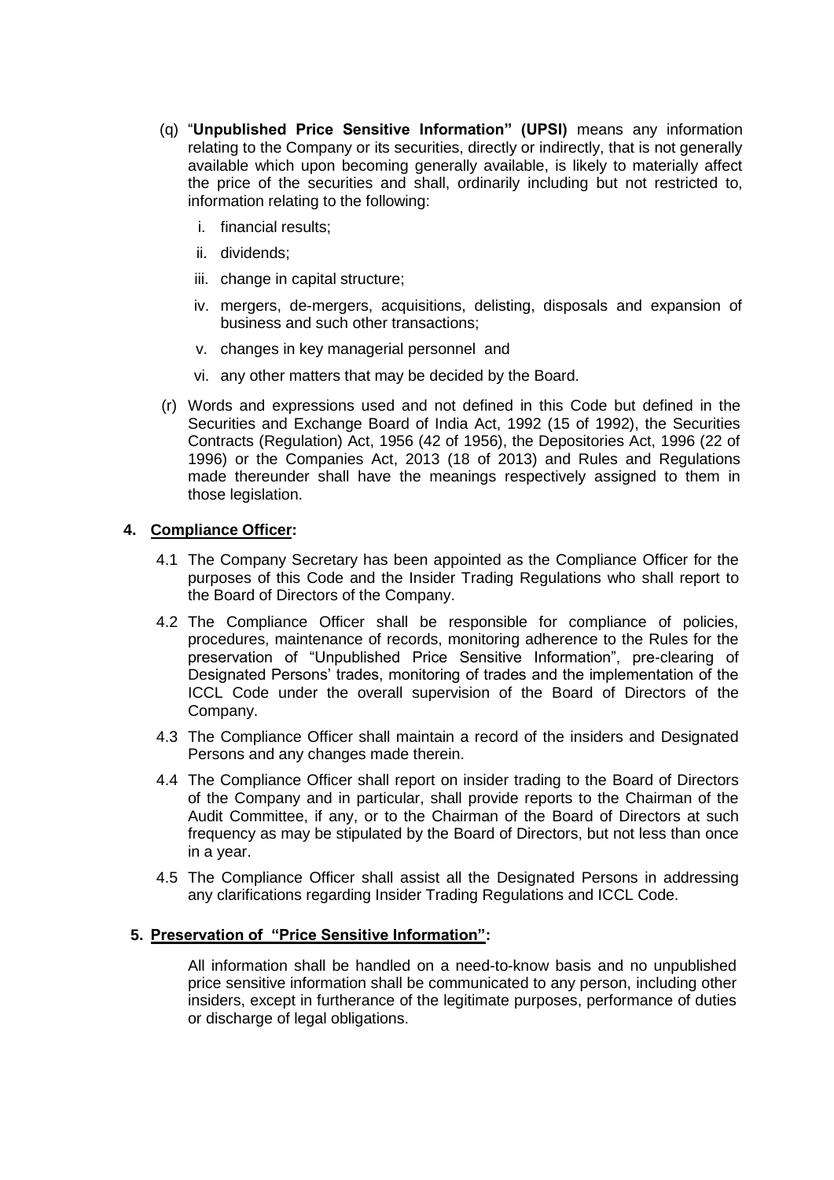(q) "**Unpublished Price Sensitive Information" (UPSI)** means any information relating to the Company or its securities, directly or indirectly, that is not generally available which upon becoming generally available, is likely to materially affect the price of the securities and shall, ordinarily including but not restricted to, information relating to the following:

   i. financial results;

   ii. dividends;

   iii. change in capital structure;

   iv. mergers, de-mergers, acquisitions, delisting, disposals and expansion of business and such other transactions;

   v. changes in key managerial personnel and

   vi. any other matters that may be decided by the Board.

(r) Words and expressions used and not defined in this Code but defined in the Securities and Exchange Board of India Act, 1992 (15 of 1992), the Securities Contracts (Regulation) Act, 1956 (42 of 1956), the Depositories Act, 1996 (22 of 1996) or the Companies Act, 2013 (18 of 2013) and Rules and Regulations made thereunder shall have the meanings respectively assigned to them in those legislation.

## 4. Compliance Officer:

4.1 The Company Secretary has been appointed as the Compliance Officer for the purposes of this Code and the Insider Trading Regulations who shall report to the Board of Directors of the Company.

4.2 The Compliance Officer shall be responsible for compliance of policies, procedures, maintenance of records, monitoring adherence to the Rules for the preservation of "Unpublished Price Sensitive Information", pre-clearing of Designated Persons' trades, monitoring of trades and the implementation of the ICCL Code under the overall supervision of the Board of Directors of the Company.

4.3 The Compliance Officer shall maintain a record of the insiders and Designated Persons and any changes made therein.

4.4 The Compliance Officer shall report on insider trading to the Board of Directors of the Company and in particular, shall provide reports to the Chairman of the Audit Committee, if any, or to the Chairman of the Board of Directors at such frequency as may be stipulated by the Board of Directors, but not less than once in a year.

4.5 The Compliance Officer shall assist all the Designated Persons in addressing any clarifications regarding Insider Trading Regulations and ICCL Code.

## 5. Preservation of "Price Sensitive Information":

All information shall be handled on a need-to-know basis and no unpublished price sensitive information shall be communicated to any person, including other insiders, except in furtherance of the legitimate purposes, performance of duties or discharge of legal obligations.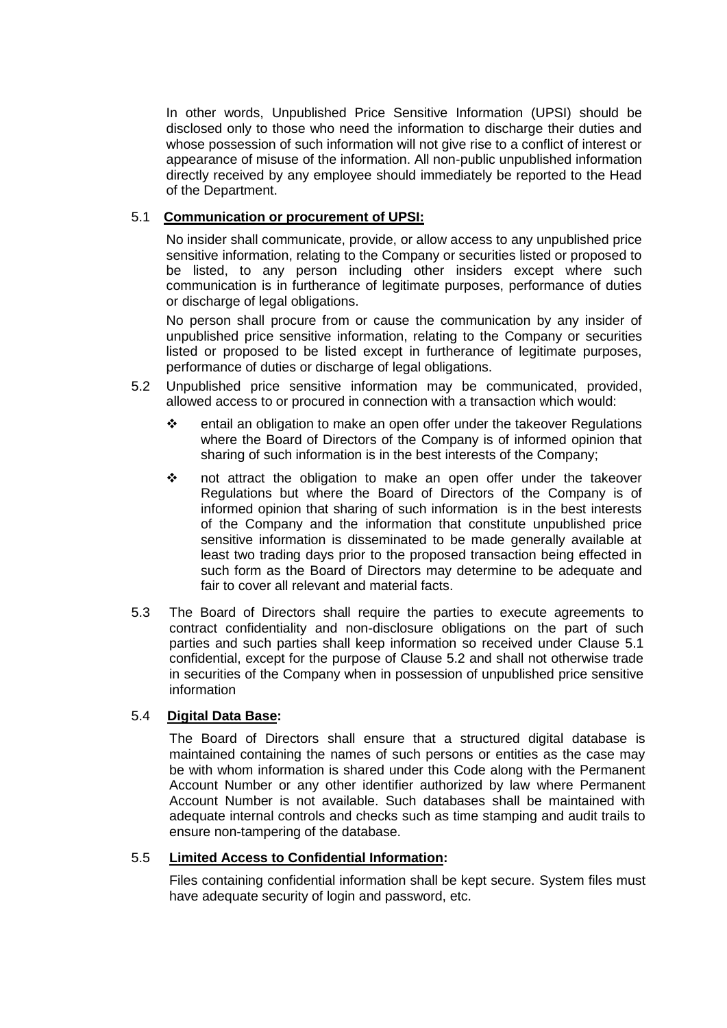In other words, Unpublished Price Sensitive Information (UPSI) should be disclosed only to those who need the information to discharge their duties and whose possession of such information will not give rise to a conflict of interest or appearance of misuse of the information. All non-public unpublished information directly received by any employee should immediately be reported to the Head of the Department.

5.1 **Communication or procurement of UPSI:**

No insider shall communicate, provide, or allow access to any unpublished price sensitive information, relating to the Company or securities listed or proposed to be listed, to any person including other insiders except where such communication is in furtherance of legitimate purposes, performance of duties or discharge of legal obligations.

No person shall procure from or cause the communication by any insider of unpublished price sensitive information, relating to the Company or securities listed or proposed to be listed except in furtherance of legitimate purposes, performance of duties or discharge of legal obligations.

5.2 Unpublished price sensitive information may be communicated, provided, allowed access to or procured in connection with a transaction which would:

- entail an obligation to make an open offer under the takeover Regulations where the Board of Directors of the Company is of informed opinion that sharing of such information is in the best interests of the Company;
- not attract the obligation to make an open offer under the takeover Regulations but where the Board of Directors of the Company is of informed opinion that sharing of such information is in the best interests of the Company and the information that constitute unpublished price sensitive information is disseminated to be made generally available at least two trading days prior to the proposed transaction being effected in such form as the Board of Directors may determine to be adequate and fair to cover all relevant and material facts.

5.3 The Board of Directors shall require the parties to execute agreements to contract confidentiality and non-disclosure obligations on the part of such parties and such parties shall keep information so received under Clause 5.1 confidential, except for the purpose of Clause 5.2 and shall not otherwise trade in securities of the Company when in possession of unpublished price sensitive information

5.4 **Digital Data Base:**

The Board of Directors shall ensure that a structured digital database is maintained containing the names of such persons or entities as the case may be with whom information is shared under this Code along with the Permanent Account Number or any other identifier authorized by law where Permanent Account Number is not available. Such databases shall be maintained with adequate internal controls and checks such as time stamping and audit trails to ensure non-tampering of the database.

5.5 **Limited Access to Confidential Information:**

Files containing confidential information shall be kept secure. System files must have adequate security of login and password, etc.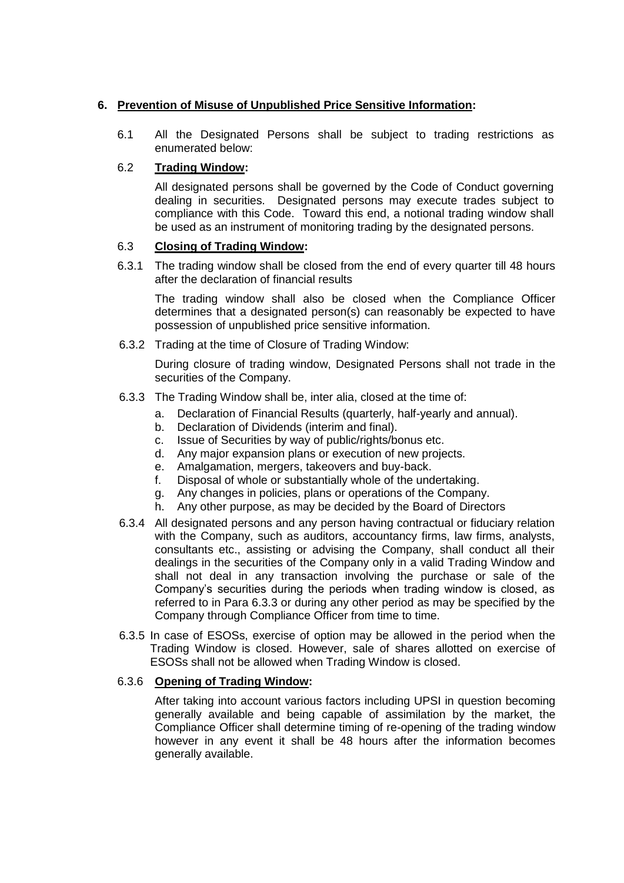## 6. Prevention of Misuse of Unpublished Price Sensitive Information:

6.1 All the Designated Persons shall be subject to trading restrictions as enumerated below:

### 6.2 Trading Window:

All designated persons shall be governed by the Code of Conduct governing dealing in securities. Designated persons may execute trades subject to compliance with this Code. Toward this end, a notional trading window shall be used as an instrument of monitoring trading by the designated persons.

### 6.3 Closing of Trading Window:

6.3.1 The trading window shall be closed from the end of every quarter till 48 hours after the declaration of financial results

The trading window shall also be closed when the Compliance Officer determines that a designated person(s) can reasonably be expected to have possession of unpublished price sensitive information.

6.3.2 Trading at the time of Closure of Trading Window:

During closure of trading window, Designated Persons shall not trade in the securities of the Company.

6.3.3 The Trading Window shall be, inter alia, closed at the time of:

a. Declaration of Financial Results (quarterly, half-yearly and annual).
b. Declaration of Dividends (interim and final).
c. Issue of Securities by way of public/rights/bonus etc.
d. Any major expansion plans or execution of new projects.
e. Amalgamation, mergers, takeovers and buy-back.
f. Disposal of whole or substantially whole of the undertaking.
g. Any changes in policies, plans or operations of the Company.
h. Any other purpose, as may be decided by the Board of Directors

6.3.4 All designated persons and any person having contractual or fiduciary relation with the Company, such as auditors, accountancy firms, law firms, analysts, consultants etc., assisting or advising the Company, shall conduct all their dealings in the securities of the Company only in a valid Trading Window and shall not deal in any transaction involving the purchase or sale of the Company's securities during the periods when trading window is closed, as referred to in Para 6.3.3 or during any other period as may be specified by the Company through Compliance Officer from time to time.

6.3.5 In case of ESOSs, exercise of option may be allowed in the period when the Trading Window is closed. However, sale of shares allotted on exercise of ESOSs shall not be allowed when Trading Window is closed.

### 6.3.6 Opening of Trading Window:

After taking into account various factors including UPSI in question becoming generally available and being capable of assimilation by the market, the Compliance Officer shall determine timing of re-opening of the trading window however in any event it shall be 48 hours after the information becomes generally available.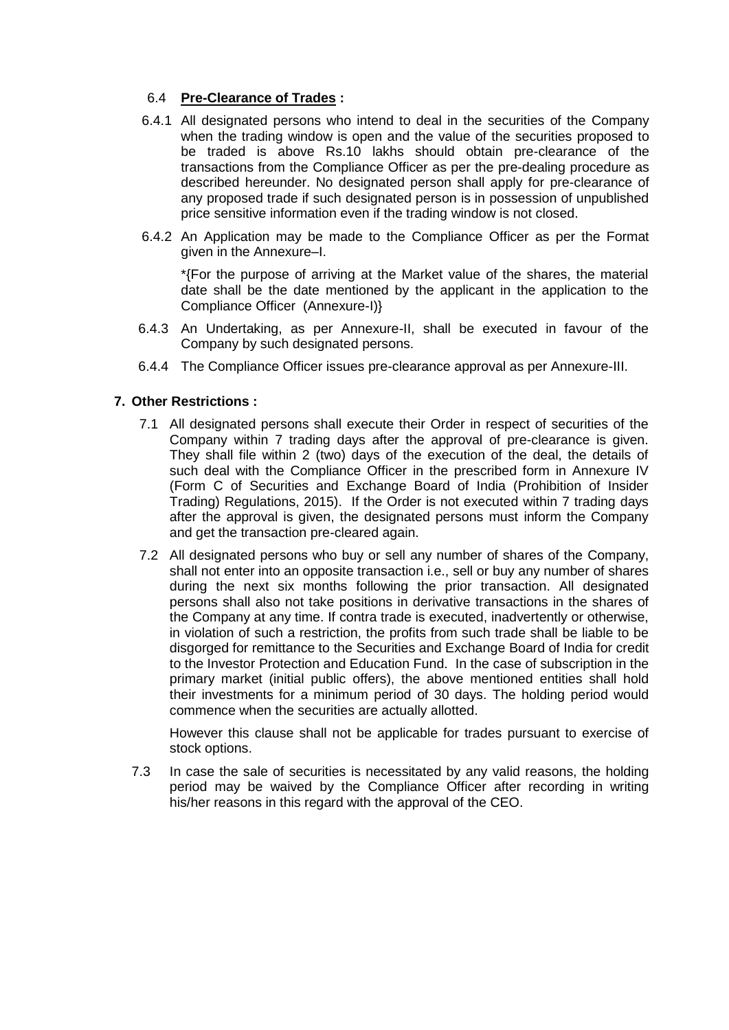### 6.4 **Pre-Clearance of Trades :**

6.4.1 All designated persons who intend to deal in the securities of the Company when the trading window is open and the value of the securities proposed to be traded is above Rs.10 lakhs should obtain pre-clearance of the transactions from the Compliance Officer as per the pre-dealing procedure as described hereunder. No designated person shall apply for pre-clearance of any proposed trade if such designated person is in possession of unpublished price sensitive information even if the trading window is not closed.

6.4.2 An Application may be made to the Compliance Officer as per the Format given in the Annexure–I.

*{For the purpose of arriving at the Market value of the shares, the material date shall be the date mentioned by the applicant in the application to the Compliance Officer (Annexure-I)}

6.4.3 An Undertaking, as per Annexure-II, shall be executed in favour of the Company by such designated persons.

6.4.4 The Compliance Officer issues pre-clearance approval as per Annexure-III.

## 7. Other Restrictions :

7.1 All designated persons shall execute their Order in respect of securities of the Company within 7 trading days after the approval of pre-clearance is given. They shall file within 2 (two) days of the execution of the deal, the details of such deal with the Compliance Officer in the prescribed form in Annexure IV (Form C of Securities and Exchange Board of India (Prohibition of Insider Trading) Regulations, 2015). If the Order is not executed within 7 trading days after the approval is given, the designated persons must inform the Company and get the transaction pre-cleared again.

7.2 All designated persons who buy or sell any number of shares of the Company, shall not enter into an opposite transaction i.e., sell or buy any number of shares during the next six months following the prior transaction. All designated persons shall also not take positions in derivative transactions in the shares of the Company at any time. If contra trade is executed, inadvertently or otherwise, in violation of such a restriction, the profits from such trade shall be liable to be disgorged for remittance to the Securities and Exchange Board of India for credit to the Investor Protection and Education Fund. In the case of subscription in the primary market (initial public offers), the above mentioned entities shall hold their investments for a minimum period of 30 days. The holding period would commence when the securities are actually allotted.

However this clause shall not be applicable for trades pursuant to exercise of stock options.

7.3 In case the sale of securities is necessitated by any valid reasons, the holding period may be waived by the Compliance Officer after recording in writing his/her reasons in this regard with the approval of the CEO.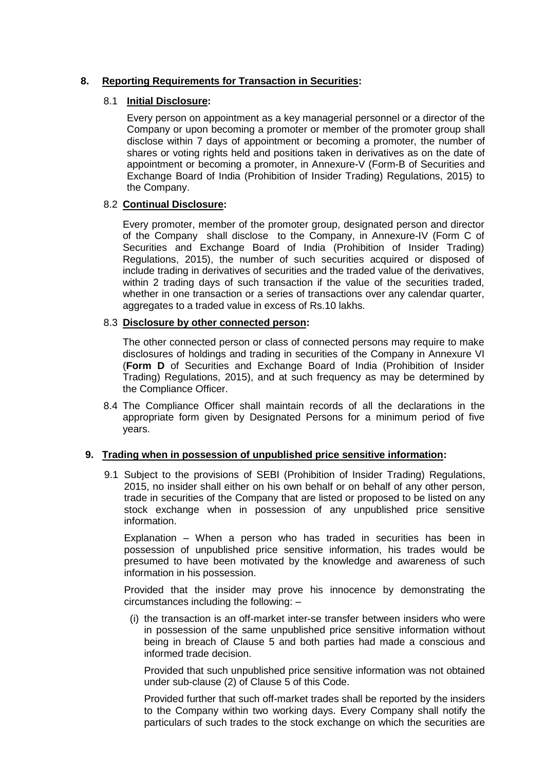## 8. **Reporting Requirements for Transaction in Securities:**

### 8.1 **Initial Disclosure:**

Every person on appointment as a key managerial personnel or a director of the Company or upon becoming a promoter or member of the promoter group shall disclose within 7 days of appointment or becoming a promoter, the number of shares or voting rights held and positions taken in derivatives as on the date of appointment or becoming a promoter, in Annexure-V (Form-B of Securities and Exchange Board of India (Prohibition of Insider Trading) Regulations, 2015) to the Company.

### 8.2 **Continual Disclosure:**

Every promoter, member of the promoter group, designated person and director of the Company shall disclose to the Company, in Annexure-IV (Form C of Securities and Exchange Board of India (Prohibition of Insider Trading) Regulations, 2015), the number of such securities acquired or disposed of include trading in derivatives of securities and the traded value of the derivatives, within 2 trading days of such transaction if the value of the securities traded, whether in one transaction or a series of transactions over any calendar quarter, aggregates to a traded value in excess of Rs.10 lakhs.

### 8.3 **Disclosure by other connected person:**

The other connected person or class of connected persons may require to make disclosures of holdings and trading in securities of the Company in Annexure VI (**Form D** of Securities and Exchange Board of India (Prohibition of Insider Trading) Regulations, 2015), and at such frequency as may be determined by the Compliance Officer.

8.4 The Compliance Officer shall maintain records of all the declarations in the appropriate form given by Designated Persons for a minimum period of five years.

## 9. **Trading when in possession of unpublished price sensitive information:**

9.1 Subject to the provisions of SEBI (Prohibition of Insider Trading) Regulations, 2015, no insider shall either on his own behalf or on behalf of any other person, trade in securities of the Company that are listed or proposed to be listed on any stock exchange when in possession of any unpublished price sensitive information.

Explanation – When a person who has traded in securities has been in possession of unpublished price sensitive information, his trades would be presumed to have been motivated by the knowledge and awareness of such information in his possession.

Provided that the insider may prove his innocence by demonstrating the circumstances including the following: –

(i) the transaction is an off-market inter-se transfer between insiders who were in possession of the same unpublished price sensitive information without being in breach of Clause 5 and both parties had made a conscious and informed trade decision.

Provided that such unpublished price sensitive information was not obtained under sub-clause (2) of Clause 5 of this Code.

Provided further that such off-market trades shall be reported by the insiders to the Company within two working days. Every Company shall notify the particulars of such trades to the stock exchange on which the securities are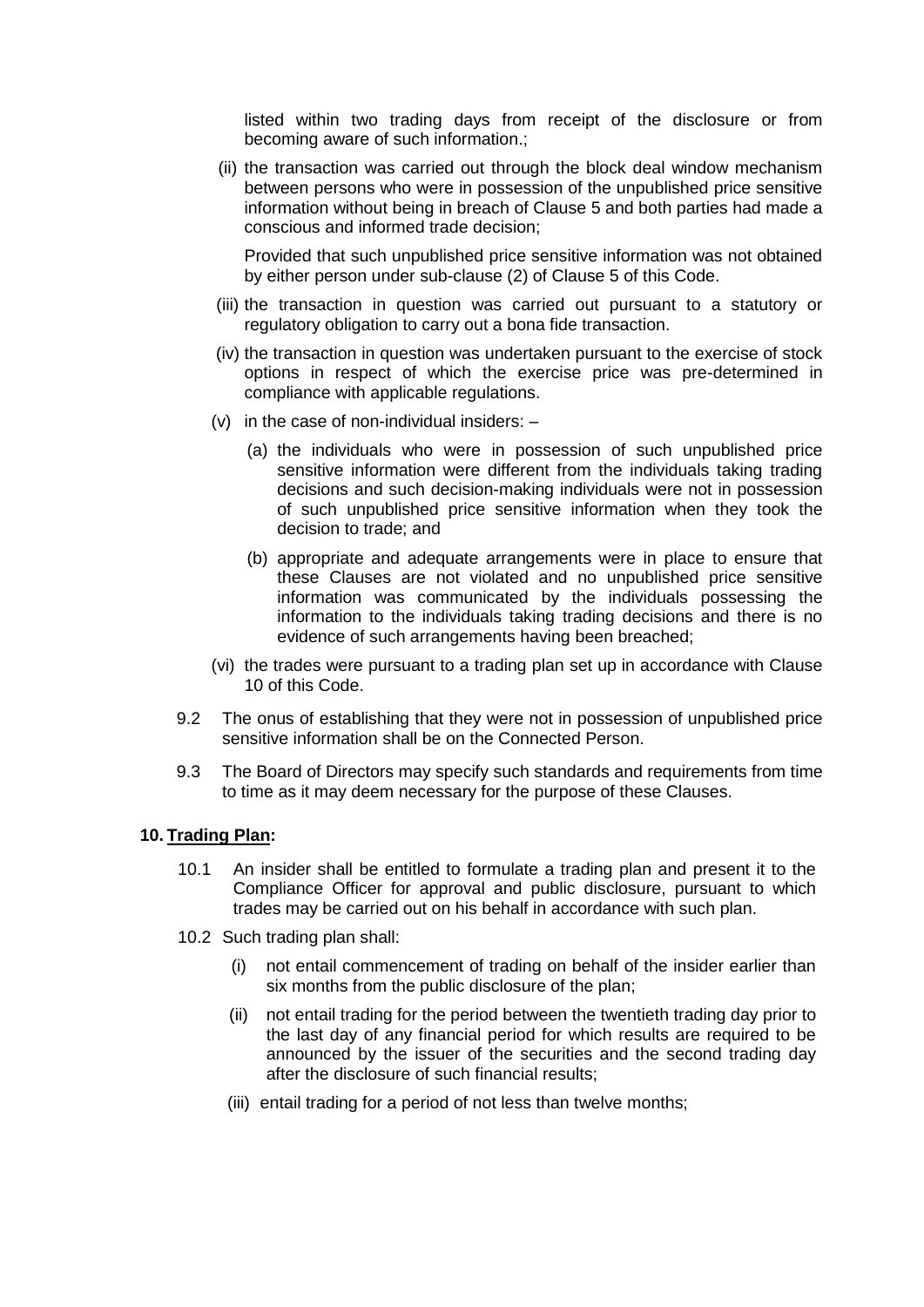listed within two trading days from receipt of the disclosure or from becoming aware of such information.;

(ii) the transaction was carried out through the block deal window mechanism between persons who were in possession of the unpublished price sensitive information without being in breach of Clause 5 and both parties had made a conscious and informed trade decision;

Provided that such unpublished price sensitive information was not obtained by either person under sub-clause (2) of Clause 5 of this Code.

(iii) the transaction in question was carried out pursuant to a statutory or regulatory obligation to carry out a bona fide transaction.

(iv) the transaction in question was undertaken pursuant to the exercise of stock options in respect of which the exercise price was pre-determined in compliance with applicable regulations.

(v) in the case of non-individual insiders: –

(a) the individuals who were in possession of such unpublished price sensitive information were different from the individuals taking trading decisions and such decision-making individuals were not in possession of such unpublished price sensitive information when they took the decision to trade; and

(b) appropriate and adequate arrangements were in place to ensure that these Clauses are not violated and no unpublished price sensitive information was communicated by the individuals possessing the information to the individuals taking trading decisions and there is no evidence of such arrangements having been breached;

(vi) the trades were pursuant to a trading plan set up in accordance with Clause 10 of this Code.

9.2 The onus of establishing that they were not in possession of unpublished price sensitive information shall be on the Connected Person.

9.3 The Board of Directors may specify such standards and requirements from time to time as it may deem necessary for the purpose of these Clauses.

**10. Trading Plan:**

10.1 An insider shall be entitled to formulate a trading plan and present it to the Compliance Officer for approval and public disclosure, pursuant to which trades may be carried out on his behalf in accordance with such plan.

10.2 Such trading plan shall:

(i) not entail commencement of trading on behalf of the insider earlier than six months from the public disclosure of the plan;

(ii) not entail trading for the period between the twentieth trading day prior to the last day of any financial period for which results are required to be announced by the issuer of the securities and the second trading day after the disclosure of such financial results;

(iii) entail trading for a period of not less than twelve months;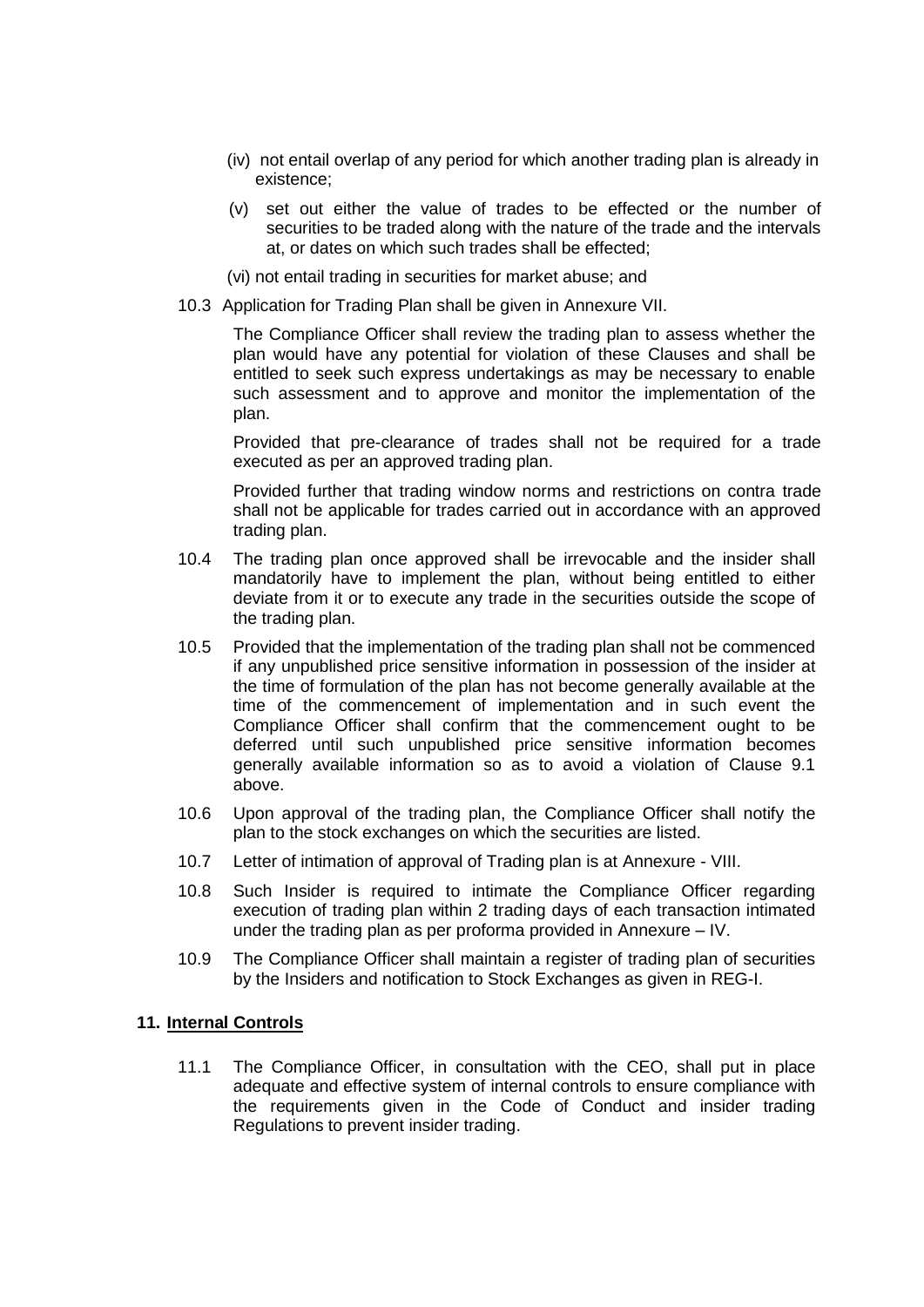(iv) not entail overlap of any period for which another trading plan is already in existence;

(v) set out either the value of trades to be effected or the number of securities to be traded along with the nature of the trade and the intervals at, or dates on which such trades shall be effected;

(vi) not entail trading in securities for market abuse; and

10.3 Application for Trading Plan shall be given in Annexure VII.

The Compliance Officer shall review the trading plan to assess whether the plan would have any potential for violation of these Clauses and shall be entitled to seek such express undertakings as may be necessary to enable such assessment and to approve and monitor the implementation of the plan.

Provided that pre-clearance of trades shall not be required for a trade executed as per an approved trading plan.

Provided further that trading window norms and restrictions on contra trade shall not be applicable for trades carried out in accordance with an approved trading plan.

10.4 The trading plan once approved shall be irrevocable and the insider shall mandatorily have to implement the plan, without being entitled to either deviate from it or to execute any trade in the securities outside the scope of the trading plan.

10.5 Provided that the implementation of the trading plan shall not be commenced if any unpublished price sensitive information in possession of the insider at the time of formulation of the plan has not become generally available at the time of the commencement of implementation and in such event the Compliance Officer shall confirm that the commencement ought to be deferred until such unpublished price sensitive information becomes generally available information so as to avoid a violation of Clause 9.1 above.

10.6 Upon approval of the trading plan, the Compliance Officer shall notify the plan to the stock exchanges on which the securities are listed.

10.7 Letter of intimation of approval of Trading plan is at Annexure - VIII.

10.8 Such Insider is required to intimate the Compliance Officer regarding execution of trading plan within 2 trading days of each transaction intimated under the trading plan as per proforma provided in Annexure – IV.

10.9 The Compliance Officer shall maintain a register of trading plan of securities by the Insiders and notification to Stock Exchanges as given in REG-I.

## 11. Internal Controls

11.1 The Compliance Officer, in consultation with the CEO, shall put in place adequate and effective system of internal controls to ensure compliance with the requirements given in the Code of Conduct and insider trading Regulations to prevent insider trading.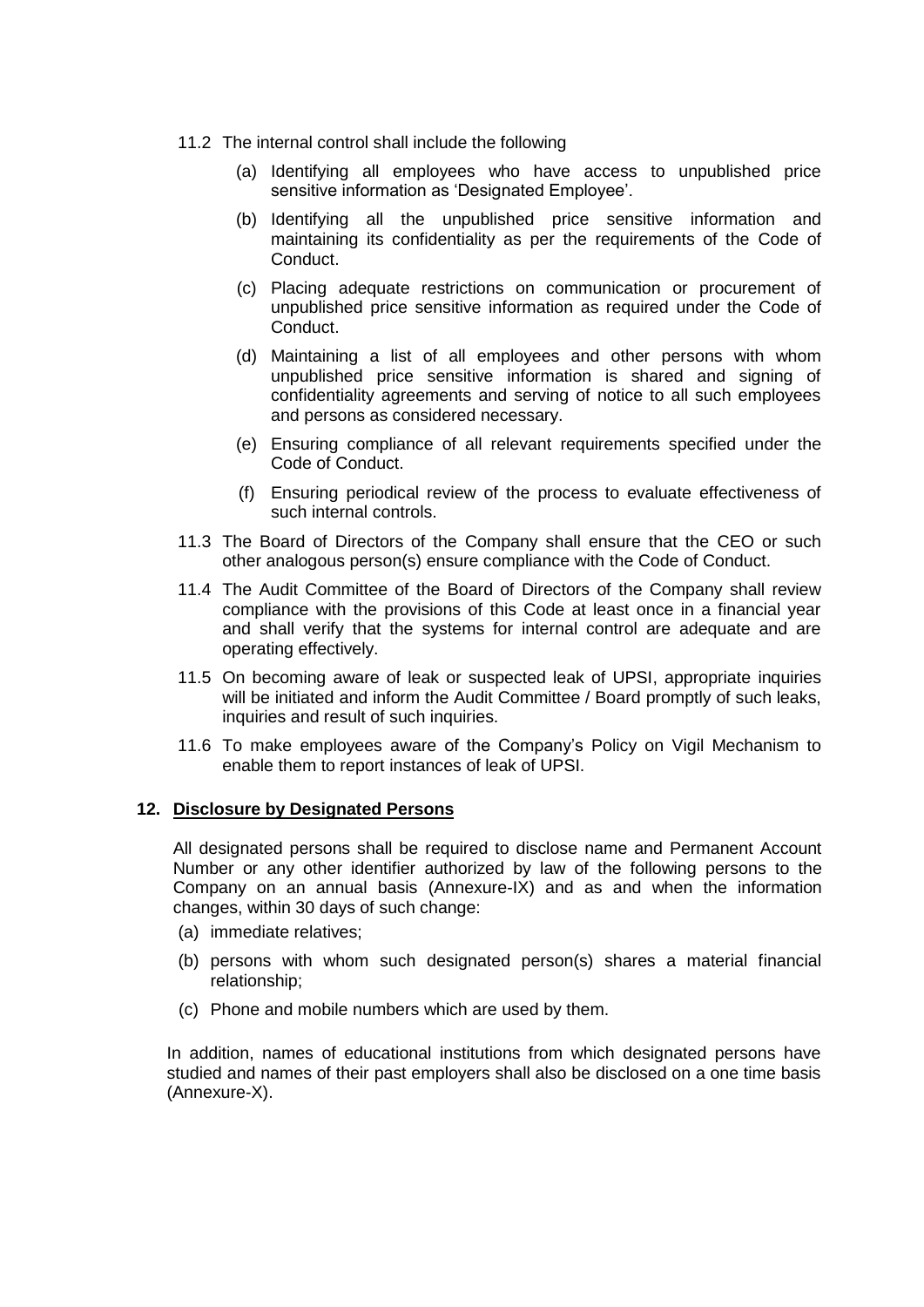11.2 The internal control shall include the following

(a) Identifying all employees who have access to unpublished price sensitive information as 'Designated Employee'.

(b) Identifying all the unpublished price sensitive information and maintaining its confidentiality as per the requirements of the Code of Conduct.

(c) Placing adequate restrictions on communication or procurement of unpublished price sensitive information as required under the Code of Conduct.

(d) Maintaining a list of all employees and other persons with whom unpublished price sensitive information is shared and signing of confidentiality agreements and serving of notice to all such employees and persons as considered necessary.

(e) Ensuring compliance of all relevant requirements specified under the Code of Conduct.

(f) Ensuring periodical review of the process to evaluate effectiveness of such internal controls.

11.3 The Board of Directors of the Company shall ensure that the CEO or such other analogous person(s) ensure compliance with the Code of Conduct.

11.4 The Audit Committee of the Board of Directors of the Company shall review compliance with the provisions of this Code at least once in a financial year and shall verify that the systems for internal control are adequate and are operating effectively.

11.5 On becoming aware of leak or suspected leak of UPSI, appropriate inquiries will be initiated and inform the Audit Committee / Board promptly of such leaks, inquiries and result of such inquiries.

11.6 To make employees aware of the Company's Policy on Vigil Mechanism to enable them to report instances of leak of UPSI.

## 12. Disclosure by Designated Persons

All designated persons shall be required to disclose name and Permanent Account Number or any other identifier authorized by law of the following persons to the Company on an annual basis (Annexure-IX) and as and when the information changes, within 30 days of such change:

(a) immediate relatives;

(b) persons with whom such designated person(s) shares a material financial relationship;

(c) Phone and mobile numbers which are used by them.

In addition, names of educational institutions from which designated persons have studied and names of their past employers shall also be disclosed on a one time basis (Annexure-X).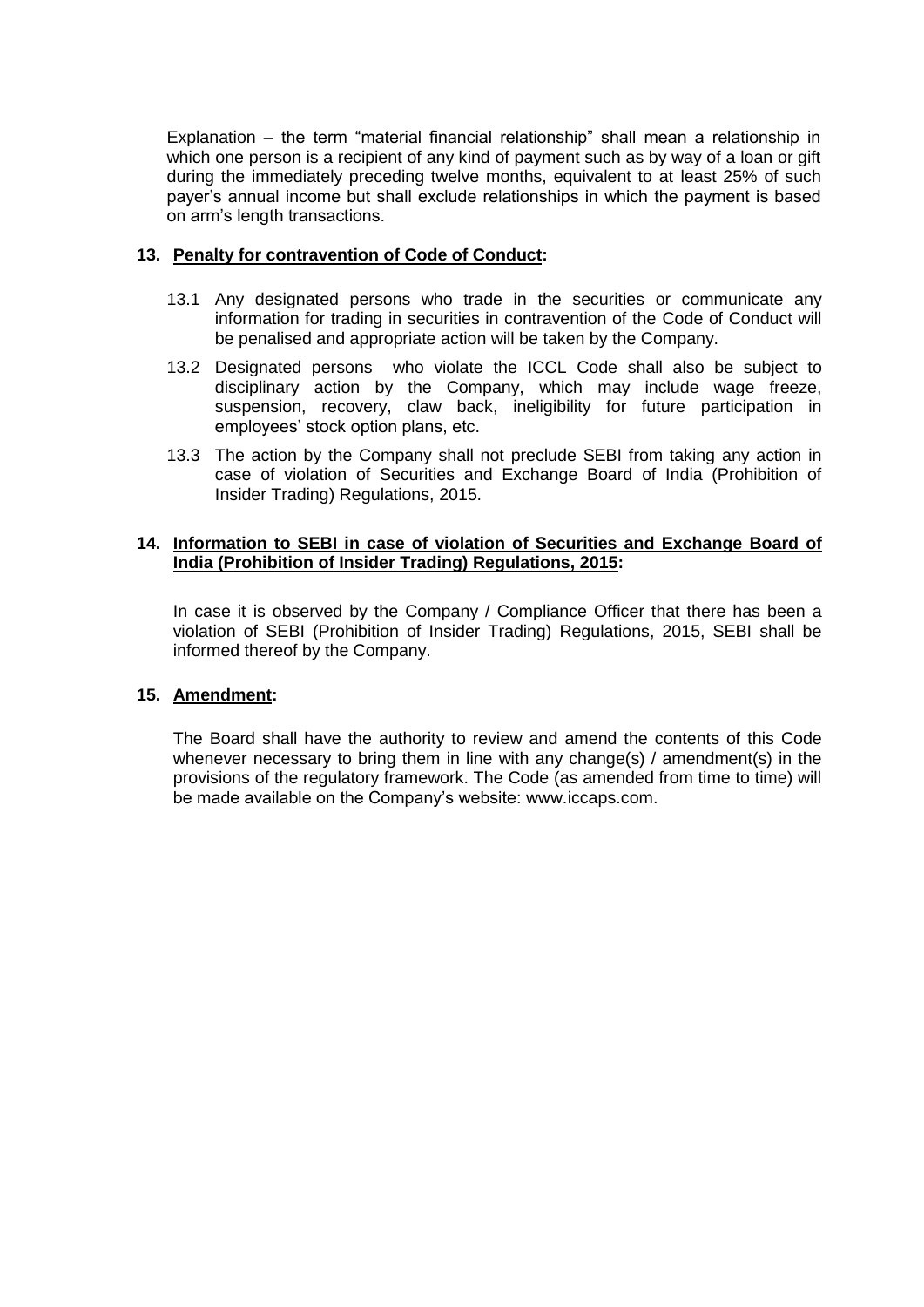Explanation – the term "material financial relationship" shall mean a relationship in which one person is a recipient of any kind of payment such as by way of a loan or gift during the immediately preceding twelve months, equivalent to at least 25% of such payer's annual income but shall exclude relationships in which the payment is based on arm's length transactions.

## 13. <u>Penalty for contravention of Code of Conduct</u>:

13.1 Any designated persons who trade in the securities or communicate any information for trading in securities in contravention of the Code of Conduct will be penalised and appropriate action will be taken by the Company.

13.2 Designated persons who violate the ICCL Code shall also be subject to disciplinary action by the Company, which may include wage freeze, suspension, recovery, claw back, ineligibility for future participation in employees' stock option plans, etc.

13.3 The action by the Company shall not preclude SEBI from taking any action in case of violation of Securities and Exchange Board of India (Prohibition of Insider Trading) Regulations, 2015.

## 14. <u>Information to SEBI in case of violation of Securities and Exchange Board of India (Prohibition of Insider Trading) Regulations, 2015</u>:

In case it is observed by the Company / Compliance Officer that there has been a violation of SEBI (Prohibition of Insider Trading) Regulations, 2015, SEBI shall be informed thereof by the Company.

## 15. <u>Amendment</u>:

The Board shall have the authority to review and amend the contents of this Code whenever necessary to bring them in line with any change(s) / amendment(s) in the provisions of the regulatory framework. The Code (as amended from time to time) will be made available on the Company's website: www.iccaps.com.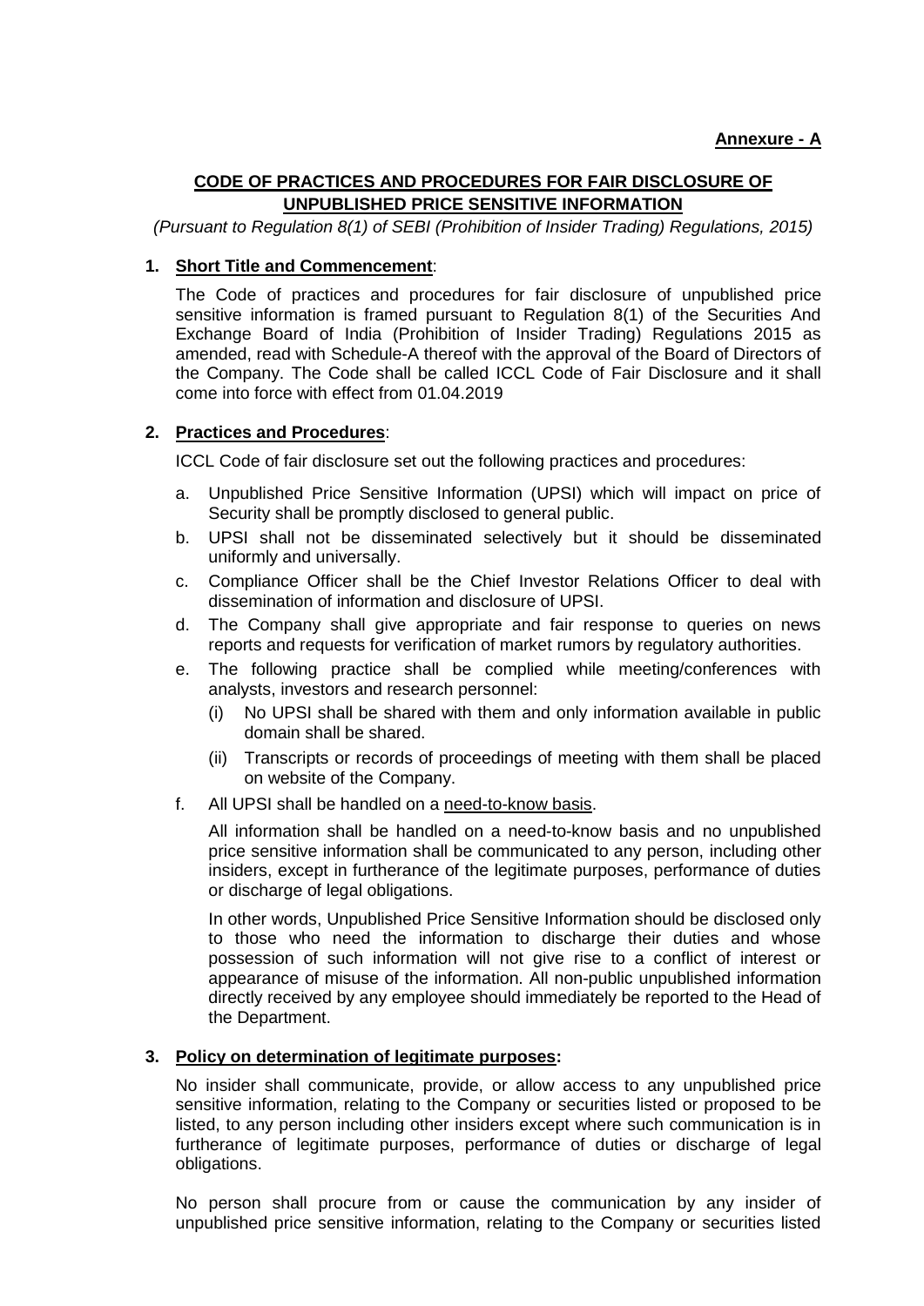**Annexure - A**

## CODE OF PRACTICES AND PROCEDURES FOR FAIR DISCLOSURE OF UNPUBLISHED PRICE SENSITIVE INFORMATION

*(Pursuant to Regulation 8(1) of SEBI (Prohibition of Insider Trading) Regulations, 2015)*

### 1. Short Title and Commencement:

The Code of practices and procedures for fair disclosure of unpublished price sensitive information is framed pursuant to Regulation 8(1) of the Securities And Exchange Board of India (Prohibition of Insider Trading) Regulations 2015 as amended, read with Schedule-A thereof with the approval of the Board of Directors of the Company. The Code shall be called ICCL Code of Fair Disclosure and it shall come into force with effect from 01.04.2019

### 2. Practices and Procedures:

ICCL Code of fair disclosure set out the following practices and procedures:

a. Unpublished Price Sensitive Information (UPSI) which will impact on price of Security shall be promptly disclosed to general public.

b. UPSI shall not be disseminated selectively but it should be disseminated uniformly and universally.

c. Compliance Officer shall be the Chief Investor Relations Officer to deal with dissemination of information and disclosure of UPSI.

d. The Company shall give appropriate and fair response to queries on news reports and requests for verification of market rumors by regulatory authorities.

e. The following practice shall be complied while meeting/conferences with analysts, investors and research personnel:

   (i) No UPSI shall be shared with them and only information available in public domain shall be shared.

   (ii) Transcripts or records of proceedings of meeting with them shall be placed on website of the Company.

f. All UPSI shall be handled on a need-to-know basis.

   All information shall be handled on a need-to-know basis and no unpublished price sensitive information shall be communicated to any person, including other insiders, except in furtherance of the legitimate purposes, performance of duties or discharge of legal obligations.

   In other words, Unpublished Price Sensitive Information should be disclosed only to those who need the information to discharge their duties and whose possession of such information will not give rise to a conflict of interest or appearance of misuse of the information. All non-public unpublished information directly received by any employee should immediately be reported to the Head of the Department.

### 3. Policy on determination of legitimate purposes:

No insider shall communicate, provide, or allow access to any unpublished price sensitive information, relating to the Company or securities listed or proposed to be listed, to any person including other insiders except where such communication is in furtherance of legitimate purposes, performance of duties or discharge of legal obligations.

No person shall procure from or cause the communication by any insider of unpublished price sensitive information, relating to the Company or securities listed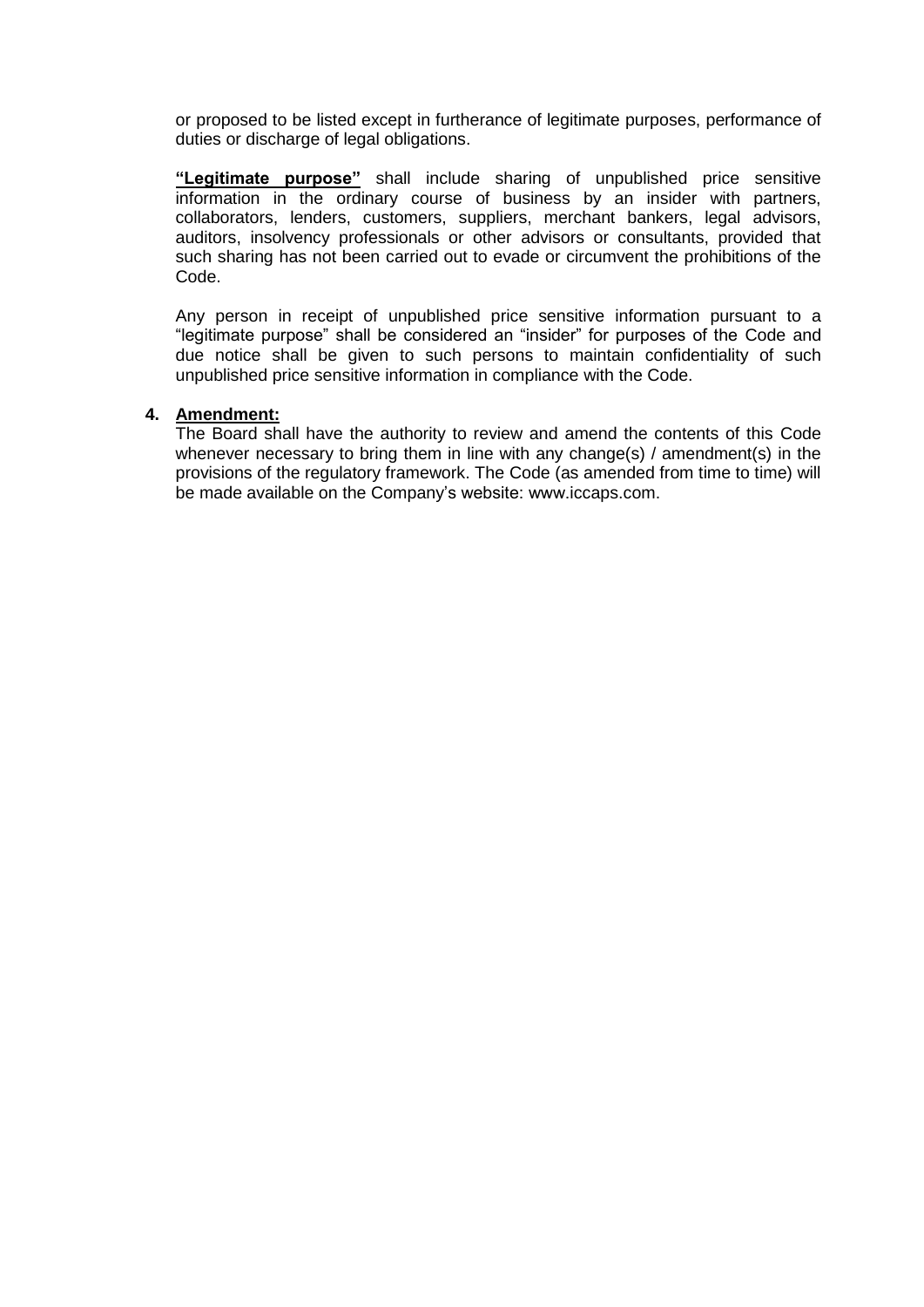or proposed to be listed except in furtherance of legitimate purposes, performance of duties or discharge of legal obligations.

**<u>"Legitimate purpose"</u>** shall include sharing of unpublished price sensitive information in the ordinary course of business by an insider with partners, collaborators, lenders, customers, suppliers, merchant bankers, legal advisors, auditors, insolvency professionals or other advisors or consultants, provided that such sharing has not been carried out to evade or circumvent the prohibitions of the Code.

Any person in receipt of unpublished price sensitive information pursuant to a "legitimate purpose" shall be considered an "insider" for purposes of the Code and due notice shall be given to such persons to maintain confidentiality of such unpublished price sensitive information in compliance with the Code.

**4. <u>Amendment:</u>**

The Board shall have the authority to review and amend the contents of this Code whenever necessary to bring them in line with any change(s) / amendment(s) in the provisions of the regulatory framework. The Code (as amended from time to time) will be made available on the Company's website: www.iccaps.com.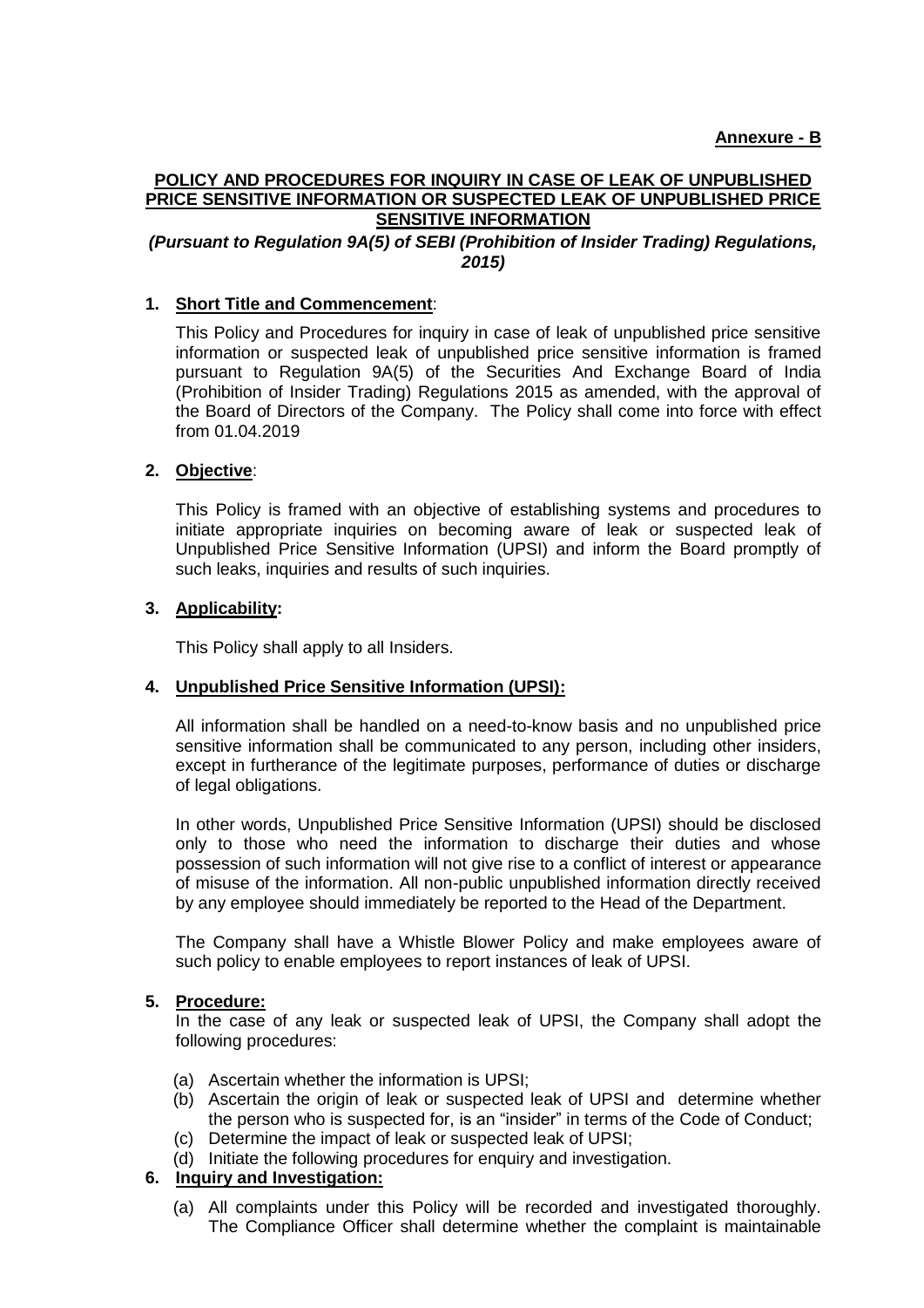**Annexure - B**

## POLICY AND PROCEDURES FOR INQUIRY IN CASE OF LEAK OF UNPUBLISHED PRICE SENSITIVE INFORMATION OR SUSPECTED LEAK OF UNPUBLISHED PRICE SENSITIVE INFORMATION

***(Pursuant to Regulation 9A(5) of SEBI (Prohibition of Insider Trading) Regulations, 2015)***

### 1. Short Title and Commencement:

This Policy and Procedures for inquiry in case of leak of unpublished price sensitive information or suspected leak of unpublished price sensitive information is framed pursuant to Regulation 9A(5) of the Securities And Exchange Board of India (Prohibition of Insider Trading) Regulations 2015 as amended, with the approval of the Board of Directors of the Company. The Policy shall come into force with effect from 01.04.2019

### 2. Objective:

This Policy is framed with an objective of establishing systems and procedures to initiate appropriate inquiries on becoming aware of leak or suspected leak of Unpublished Price Sensitive Information (UPSI) and inform the Board promptly of such leaks, inquiries and results of such inquiries.

### 3. Applicability:

This Policy shall apply to all Insiders.

### 4. Unpublished Price Sensitive Information (UPSI):

All information shall be handled on a need-to-know basis and no unpublished price sensitive information shall be communicated to any person, including other insiders, except in furtherance of the legitimate purposes, performance of duties or discharge of legal obligations.

In other words, Unpublished Price Sensitive Information (UPSI) should be disclosed only to those who need the information to discharge their duties and whose possession of such information will not give rise to a conflict of interest or appearance of misuse of the information. All non-public unpublished information directly received by any employee should immediately be reported to the Head of the Department.

The Company shall have a Whistle Blower Policy and make employees aware of such policy to enable employees to report instances of leak of UPSI.

### 5. Procedure:

In the case of any leak or suspected leak of UPSI, the Company shall adopt the following procedures:

(a) Ascertain whether the information is UPSI;

(b) Ascertain the origin of leak or suspected leak of UPSI and determine whether the person who is suspected for, is an "insider" in terms of the Code of Conduct;

(c) Determine the impact of leak or suspected leak of UPSI;

(d) Initiate the following procedures for enquiry and investigation.

### 6. Inquiry and Investigation:

(a) All complaints under this Policy will be recorded and investigated thoroughly. The Compliance Officer shall determine whether the complaint is maintainable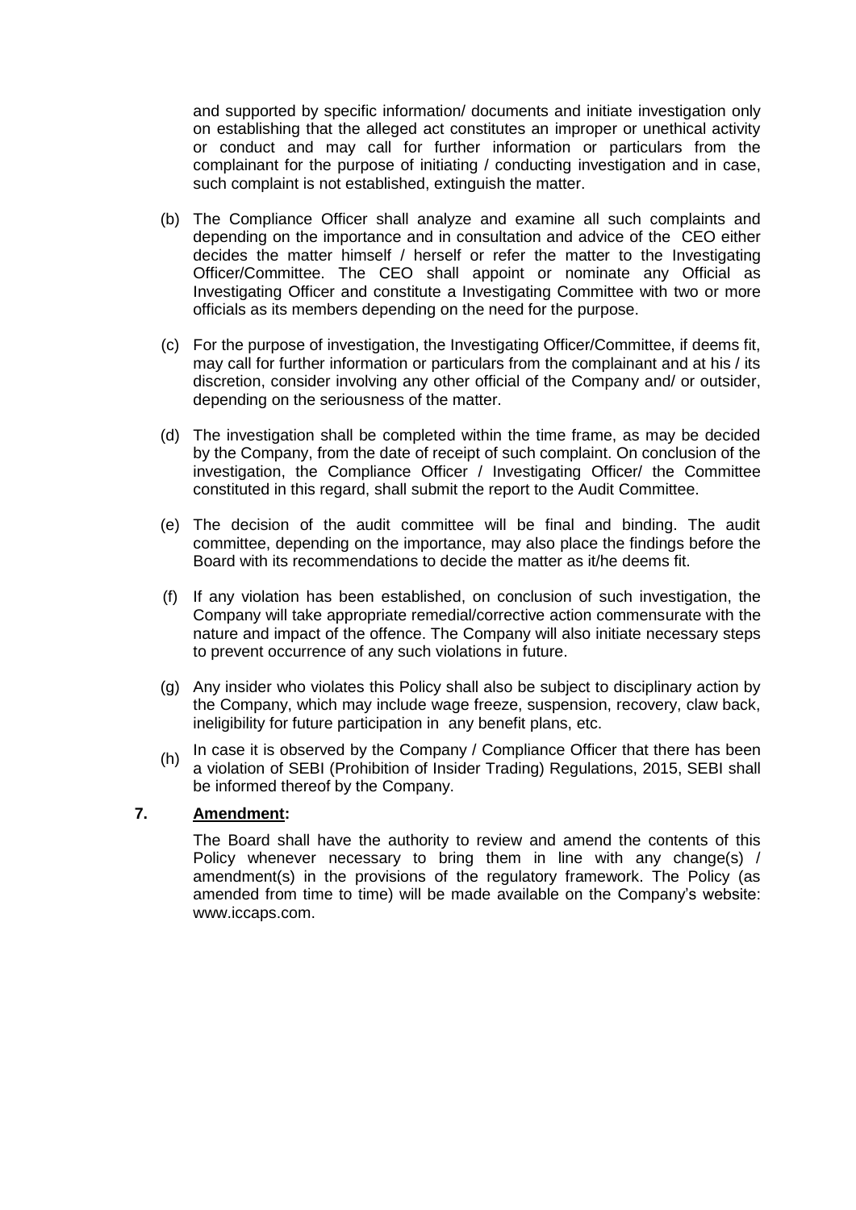and supported by specific information/ documents and initiate investigation only on establishing that the alleged act constitutes an improper or unethical activity or conduct and may call for further information or particulars from the complainant for the purpose of initiating / conducting investigation and in case, such complaint is not established, extinguish the matter.

(b) The Compliance Officer shall analyze and examine all such complaints and depending on the importance and in consultation and advice of the CEO either decides the matter himself / herself or refer the matter to the Investigating Officer/Committee. The CEO shall appoint or nominate any Official as Investigating Officer and constitute a Investigating Committee with two or more officials as its members depending on the need for the purpose.

(c) For the purpose of investigation, the Investigating Officer/Committee, if deems fit, may call for further information or particulars from the complainant and at his / its discretion, consider involving any other official of the Company and/ or outsider, depending on the seriousness of the matter.

(d) The investigation shall be completed within the time frame, as may be decided by the Company, from the date of receipt of such complaint. On conclusion of the investigation, the Compliance Officer / Investigating Officer/ the Committee constituted in this regard, shall submit the report to the Audit Committee.

(e) The decision of the audit committee will be final and binding. The audit committee, depending on the importance, may also place the findings before the Board with its recommendations to decide the matter as it/he deems fit.

(f) If any violation has been established, on conclusion of such investigation, the Company will take appropriate remedial/corrective action commensurate with the nature and impact of the offence. The Company will also initiate necessary steps to prevent occurrence of any such violations in future.

(g) Any insider who violates this Policy shall also be subject to disciplinary action by the Company, which may include wage freeze, suspension, recovery, claw back, ineligibility for future participation in any benefit plans, etc.

(h) In case it is observed by the Company / Compliance Officer that there has been a violation of SEBI (Prohibition of Insider Trading) Regulations, 2015, SEBI shall be informed thereof by the Company.

**7. Amendment:**

The Board shall have the authority to review and amend the contents of this Policy whenever necessary to bring them in line with any change(s) / amendment(s) in the provisions of the regulatory framework. The Policy (as amended from time to time) will be made available on the Company's website: www.iccaps.com.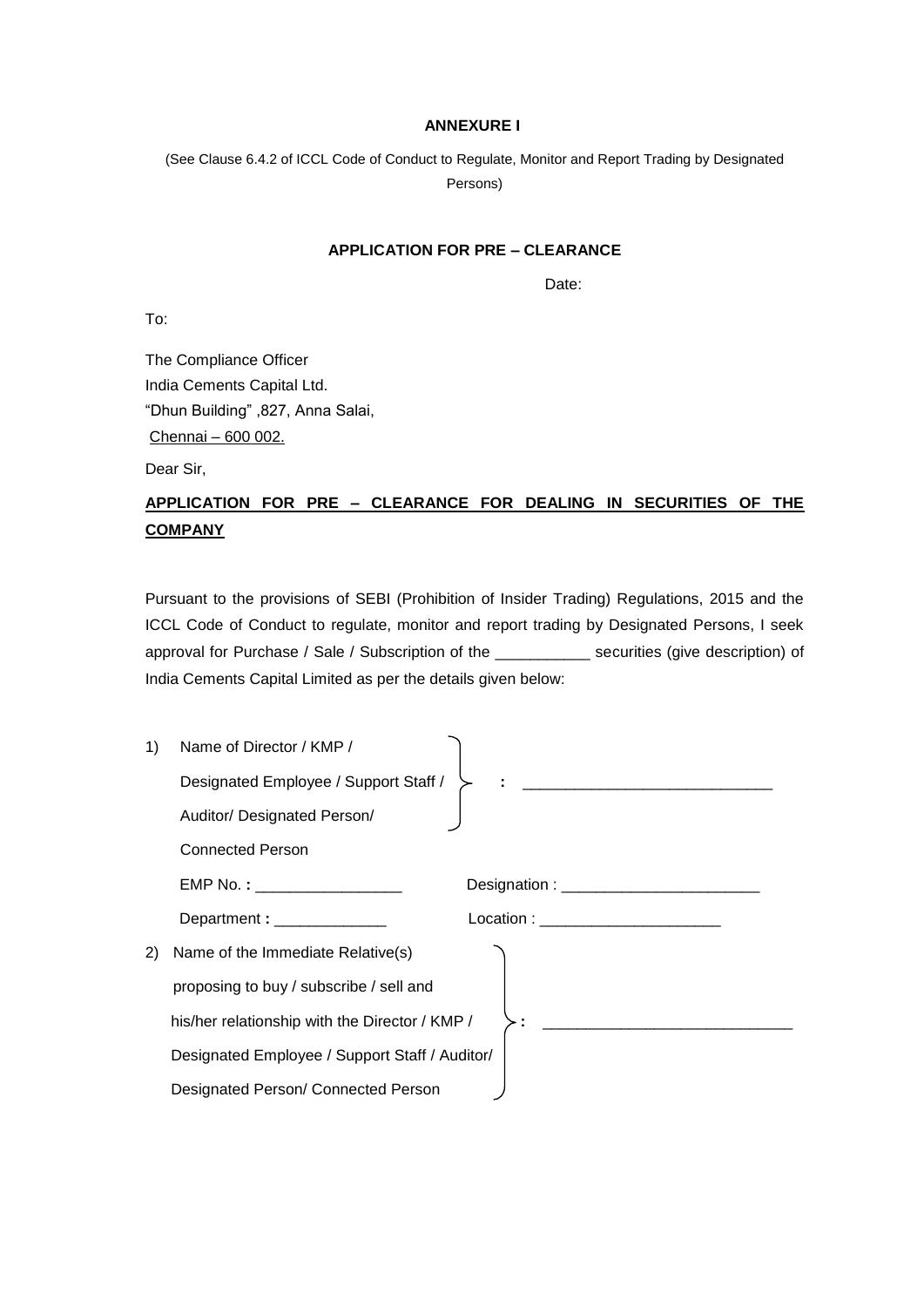**ANNEXURE I**

(See Clause 6.4.2 of ICCL Code of Conduct to Regulate, Monitor and Report Trading by Designated Persons)

**APPLICATION FOR PRE – CLEARANCE**

Date:

To:

The Compliance Officer
India Cements Capital Ltd.
"Dhun Building" ,827, Anna Salai,
Chennai – 600 002.

Dear Sir,

**APPLICATION FOR PRE – CLEARANCE FOR DEALING IN SECURITIES OF THE COMPANY**

Pursuant to the provisions of SEBI (Prohibition of Insider Trading) Regulations, 2015 and the ICCL Code of Conduct to regulate, monitor and report trading by Designated Persons, I seek approval for Purchase / Sale / Subscription of the ___________ securities (give description) of India Cements Capital Limited as per the details given below:

1) Name of Director / KMP / Designated Employee / Support Staff / Auditor/ Designated Person/ Connected Person : _____________________________

   EMP No. : _________________ Designation : _______________________

   Department : _____________ Location : _____________________

2) Name of the Immediate Relative(s) proposing to buy / subscribe / sell and his/her relationship with the Director / KMP / Designated Employee / Support Staff / Auditor/ Designated Person/ Connected Person : _____________________________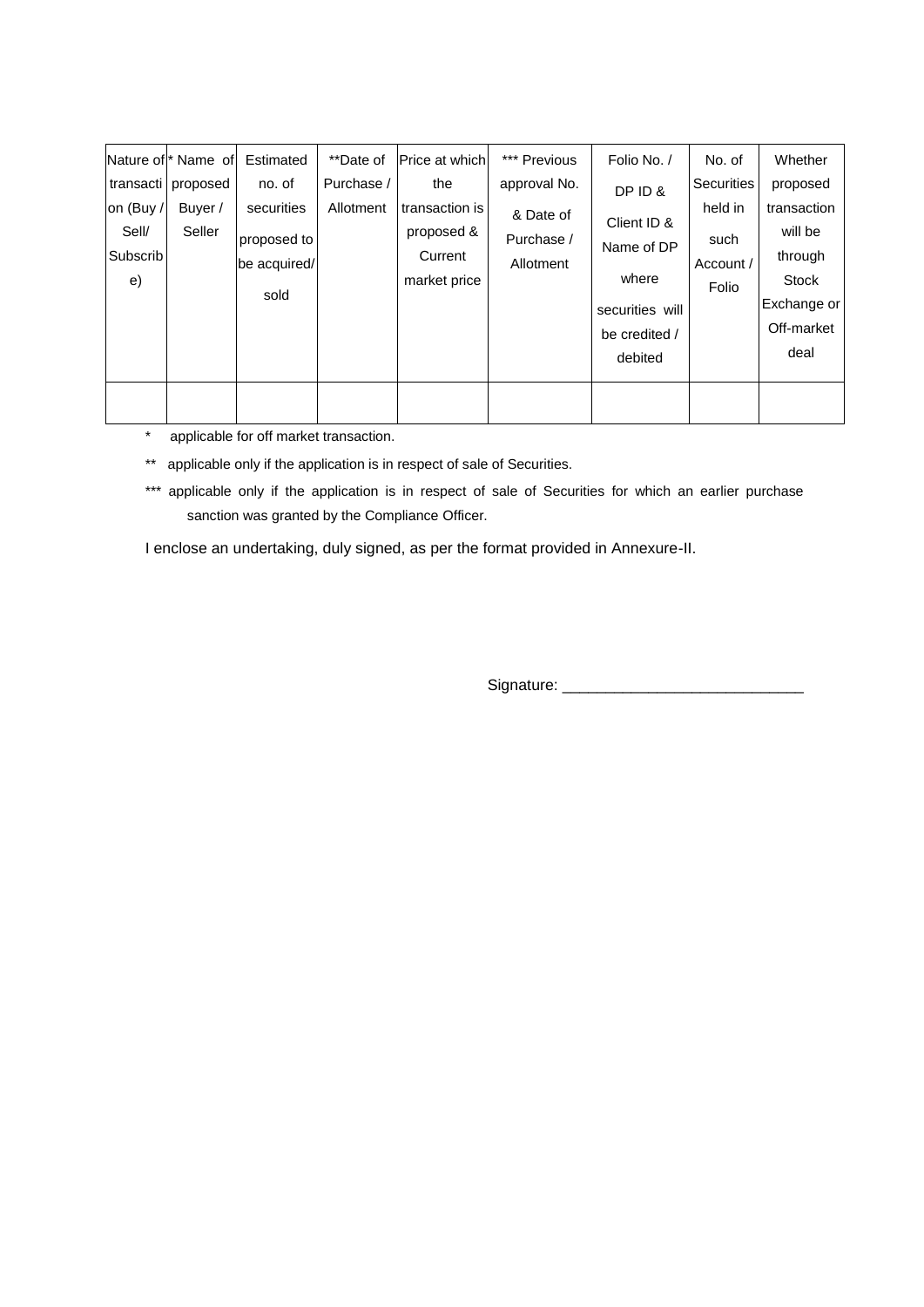| Nature of transaction (Buy / Sell/ Subscribe) | * Name of proposed Buyer / Seller | Estimated no. of securities proposed to be acquired/ sold | **Date of Purchase / Allotment | Price at which the transaction is proposed & Current market price | *** Previous approval No. & Date of Purchase / Allotment | Folio No. / DP ID & Client ID & Name of DP where securities will be credited / debited | No. of Securities held in such Account / Folio | Whether proposed transaction will be through Stock Exchange or Off-market deal |
|---|---|---|---|---|---|---|---|---|
| | | | | | | | | |

* applicable for off market transaction.

** applicable only if the application is in respect of sale of Securities.

*** applicable only if the application is in respect of sale of Securities for which an earlier purchase sanction was granted by the Compliance Officer.

I enclose an undertaking, duly signed, as per the format provided in Annexure-II.

Signature: ___________________________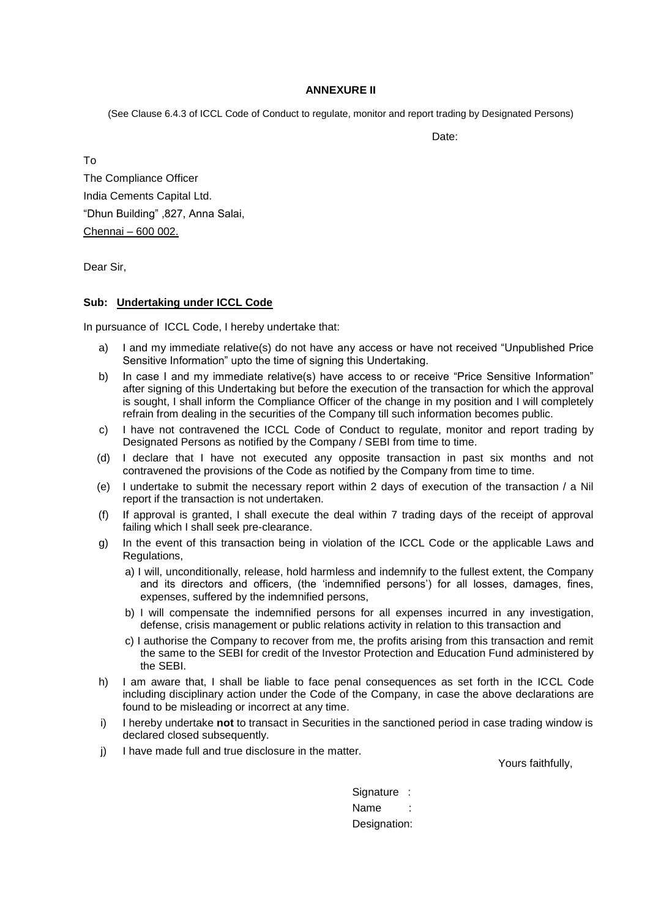**ANNEXURE II**

(See Clause 6.4.3 of ICCL Code of Conduct to regulate, monitor and report trading by Designated Persons)

Date:

To

The Compliance Officer

India Cements Capital Ltd.

"Dhun Building" ,827, Anna Salai,

Chennai – 600 002.

Dear Sir,

**Sub: Undertaking under ICCL Code**

In pursuance of ICCL Code, I hereby undertake that:

a) I and my immediate relative(s) do not have any access or have not received "Unpublished Price Sensitive Information" upto the time of signing this Undertaking.

b) In case I and my immediate relative(s) have access to or receive "Price Sensitive Information" after signing of this Undertaking but before the execution of the transaction for which the approval is sought, I shall inform the Compliance Officer of the change in my position and I will completely refrain from dealing in the securities of the Company till such information becomes public.

c) I have not contravened the ICCL Code of Conduct to regulate, monitor and report trading by Designated Persons as notified by the Company / SEBI from time to time.

(d) I declare that I have not executed any opposite transaction in past six months and not contravened the provisions of the Code as notified by the Company from time to time.

(e) I undertake to submit the necessary report within 2 days of execution of the transaction / a Nil report if the transaction is not undertaken.

(f) If approval is granted, I shall execute the deal within 7 trading days of the receipt of approval failing which I shall seek pre-clearance.

g) In the event of this transaction being in violation of the ICCL Code or the applicable Laws and Regulations,

   a) I will, unconditionally, release, hold harmless and indemnify to the fullest extent, the Company and its directors and officers, (the 'indemnified persons') for all losses, damages, fines, expenses, suffered by the indemnified persons,

   b) I will compensate the indemnified persons for all expenses incurred in any investigation, defense, crisis management or public relations activity in relation to this transaction and

   c) I authorise the Company to recover from me, the profits arising from this transaction and remit the same to the SEBI for credit of the Investor Protection and Education Fund administered by the SEBI.

h) I am aware that, I shall be liable to face penal consequences as set forth in the ICCL Code including disciplinary action under the Code of the Company, in case the above declarations are found to be misleading or incorrect at any time.

i) I hereby undertake **not** to transact in Securities in the sanctioned period in case trading window is declared closed subsequently.

j) I have made full and true disclosure in the matter.

Yours faithfully,

Signature :

Name :

Designation: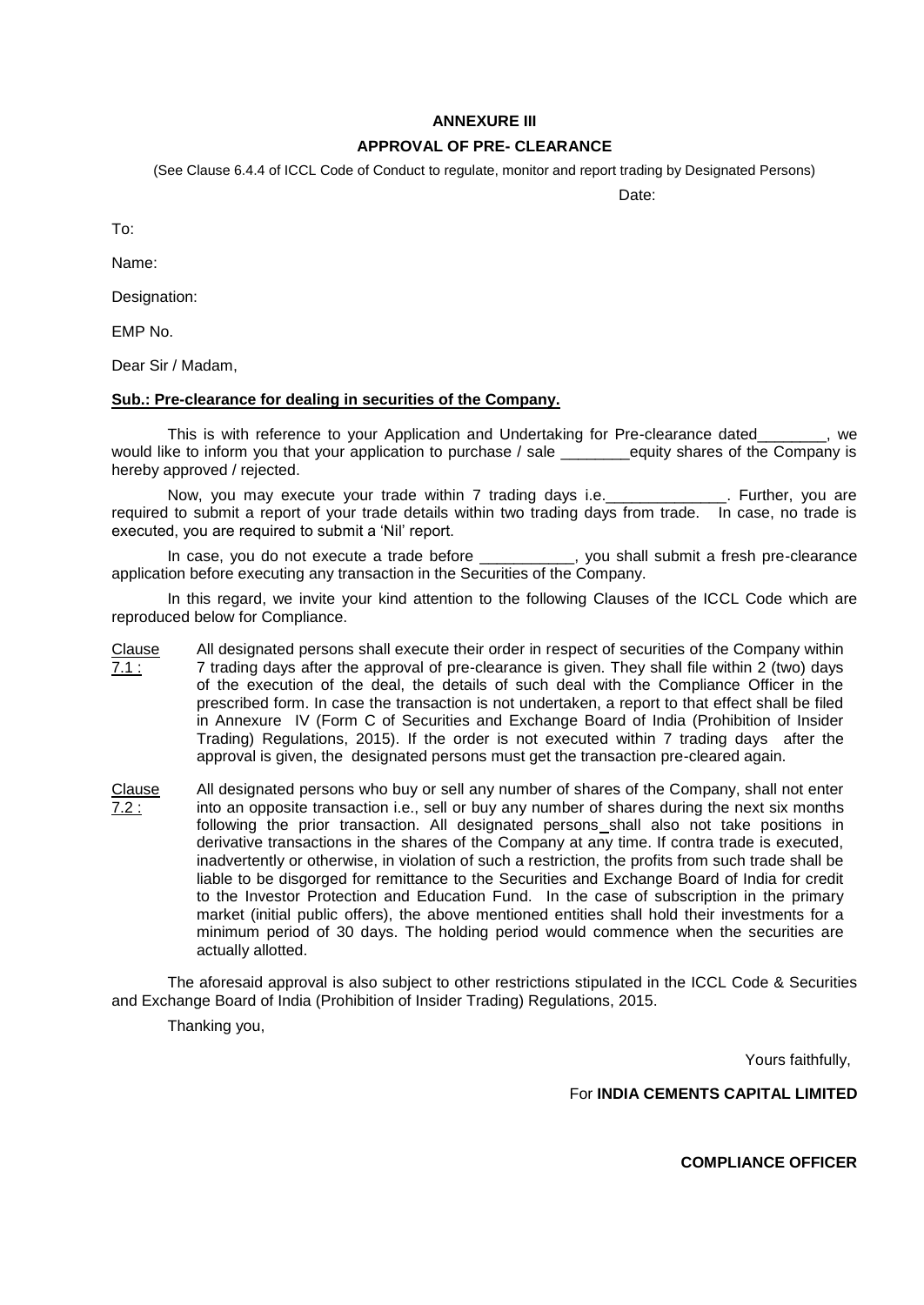**ANNEXURE III**

**APPROVAL OF PRE- CLEARANCE**

(See Clause 6.4.4 of ICCL Code of Conduct to regulate, monitor and report trading by Designated Persons)

Date:

To:

Name:

Designation:

EMP No.

Dear Sir / Madam,

**Sub.: Pre-clearance for dealing in securities of the Company.**

This is with reference to your Application and Undertaking for Pre-clearance dated________, we would like to inform you that your application to purchase / sale ________equity shares of the Company is hereby approved / rejected.

Now, you may execute your trade within 7 trading days i.e.______________. Further, you are required to submit a report of your trade details within two trading days from trade. In case, no trade is executed, you are required to submit a 'Nil' report.

In case, you do not execute a trade before ___________, you shall submit a fresh pre-clearance application before executing any transaction in the Securities of the Company.

In this regard, we invite your kind attention to the following Clauses of the ICCL Code which are reproduced below for Compliance.

Clause 7.1 : All designated persons shall execute their order in respect of securities of the Company within 7 trading days after the approval of pre-clearance is given. They shall file within 2 (two) days of the execution of the deal, the details of such deal with the Compliance Officer in the prescribed form. In case the transaction is not undertaken, a report to that effect shall be filed in Annexure IV (Form C of Securities and Exchange Board of India (Prohibition of Insider Trading) Regulations, 2015). If the order is not executed within 7 trading days after the approval is given, the designated persons must get the transaction pre-cleared again.

Clause 7.2 : All designated persons who buy or sell any number of shares of the Company, shall not enter into an opposite transaction i.e., sell or buy any number of shares during the next six months following the prior transaction. All designated persons shall also not take positions in derivative transactions in the shares of the Company at any time. If contra trade is executed, inadvertently or otherwise, in violation of such a restriction, the profits from such trade shall be liable to be disgorged for remittance to the Securities and Exchange Board of India for credit to the Investor Protection and Education Fund. In the case of subscription in the primary market (initial public offers), the above mentioned entities shall hold their investments for a minimum period of 30 days. The holding period would commence when the securities are actually allotted.

The aforesaid approval is also subject to other restrictions stipulated in the ICCL Code & Securities and Exchange Board of India (Prohibition of Insider Trading) Regulations, 2015.

Thanking you,

Yours faithfully,

For **INDIA CEMENTS CAPITAL LIMITED**

**COMPLIANCE OFFICER**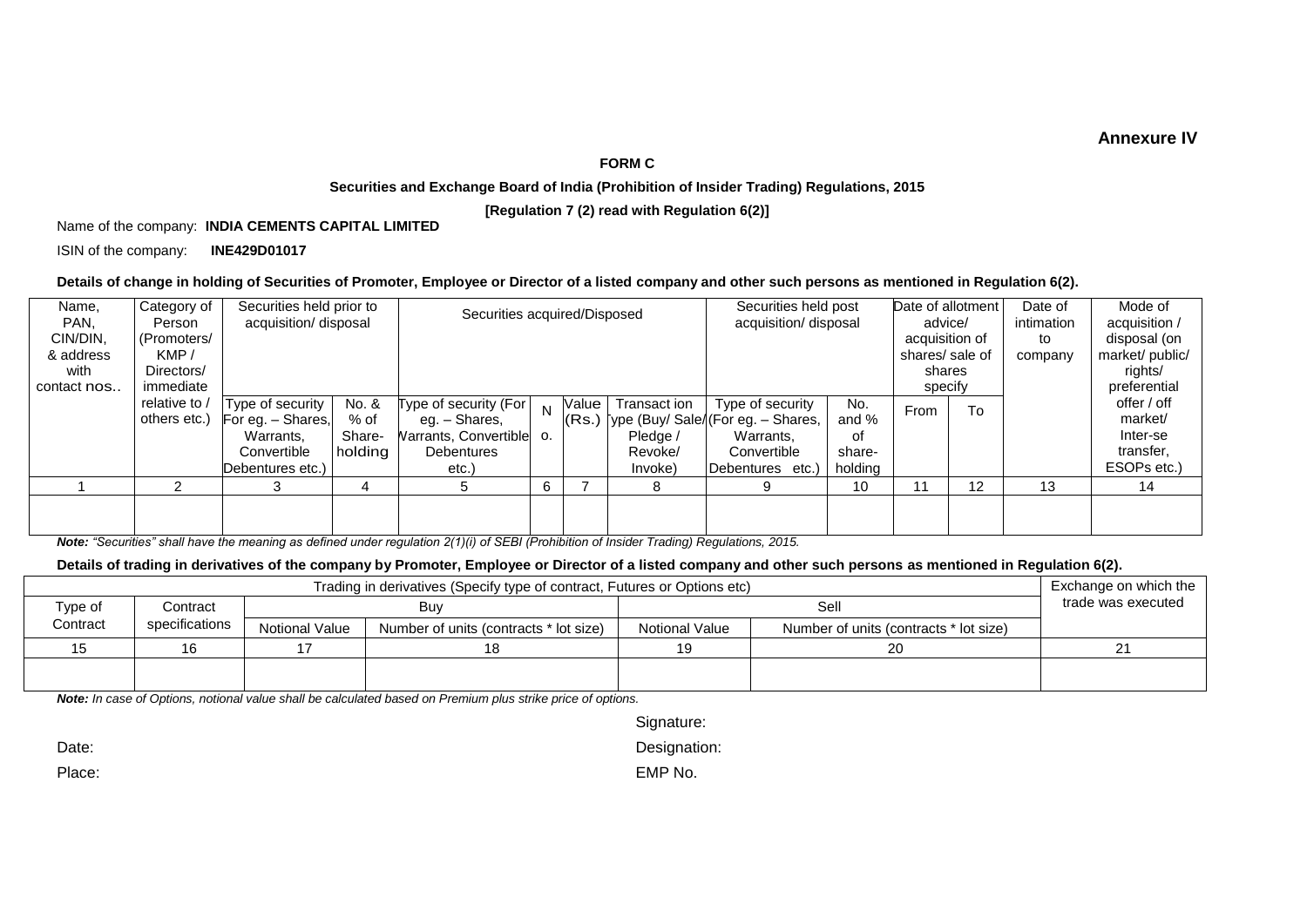**Annexure IV**

**FORM C**

**Securities and Exchange Board of India (Prohibition of Insider Trading) Regulations, 2015**

**[Regulation 7 (2) read with Regulation 6(2)]**

Name of the company: **INDIA CEMENTS CAPITAL LIMITED**

ISIN of the company: **INE429D01017**

**Details of change in holding of Securities of Promoter, Employee or Director of a listed company and other such persons as mentioned in Regulation 6(2).**

| Name, PAN, CIN/DIN, & address with contact nos.. | Category of Person (Promoters/ KMP / Directors/ immediate relative to / others etc.) | Securities held prior to acquisition/ disposal | | Securities acquired/Disposed | | | | Securities held post acquisition/ disposal | | Date of allotment advice/ acquisition of shares/ sale of shares specify | | Date of intimation to company | Mode of acquisition / disposal (on market/ public/ rights/ preferential offer / off market/ Inter-se transfer, ESOPs etc.) |
|---|---|---|---|---|---|---|---|---|---|---|---|---|---|
| | | Type of security (For eg. – Shares, Warrants, Convertible Debentures etc.) | No. & % of Share-holding | Type of security (For eg. – Shares, Warrants, Convertible Debentures etc.) | No. | Value (Rs.) | Transact ion Type (Buy/ Sale/ Pledge / Revoke/ Invoke) | Type of security (For eg. – Shares, Warrants, Convertible Debentures etc.) | No. and % of share-holding | From | To | | |
| 1 | 2 | 3 | 4 | 5 | 6 | 7 | 8 | 9 | 10 | 11 | 12 | 13 | 14 |
| | | | | | | | | | | | | | |

***Note:*** *"Securities" shall have the meaning as defined under regulation 2(1)(i) of SEBI (Prohibition of Insider Trading) Regulations, 2015.*

**Details of trading in derivatives of the company by Promoter, Employee or Director of a listed company and other such persons as mentioned in Regulation 6(2).**

| Trading in derivatives (Specify type of contract, Futures or Options etc) | | | | | | Exchange on which the trade was executed |
|---|---|---|---|---|---|---|
| Type of Contract | Contract specifications | Buy | | Sell | | |
| | | Notional Value | Number of units (contracts * lot size) | Notional Value | Number of units (contracts * lot size) | |
| 15 | 16 | 17 | 18 | 19 | 20 | 21 |
| | | | | | | |

***Note:*** *In case of Options, notional value shall be calculated based on Premium plus strike price of options.*

Signature:

Date:

Designation:

Place:

EMP No.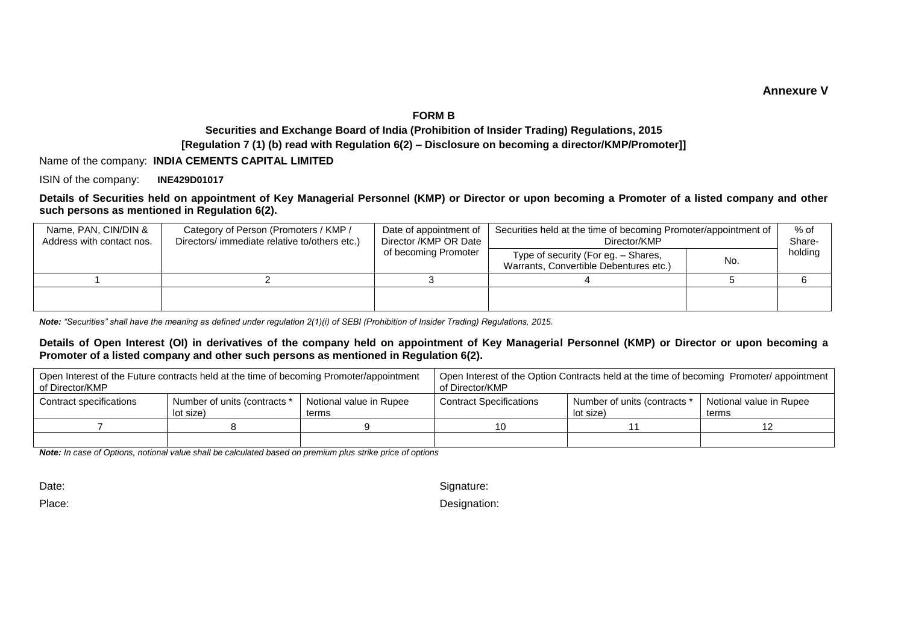**Annexure V**

**FORM B**

**Securities and Exchange Board of India (Prohibition of Insider Trading) Regulations, 2015**

**[Regulation 7 (1) (b) read with Regulation 6(2) – Disclosure on becoming a director/KMP/Promoter]]**

Name of the company: **INDIA CEMENTS CAPITAL LIMITED**

ISIN of the company: **INE429D01017**

**Details of Securities held on appointment of Key Managerial Personnel (KMP) or Director or upon becoming a Promoter of a listed company and other such persons as mentioned in Regulation 6(2).**

| Name, PAN, CIN/DIN & Address with contact nos. | Category of Person (Promoters / KMP / Directors/ immediate relative to/others etc.) | Date of appointment of Director /KMP OR Date of becoming Promoter | Securities held at the time of becoming Promoter/appointment of Director/KMP | | % of Share-holding |
|---|---|---|---|---|---|
| | | | Type of security (For eg. – Shares, Warrants, Convertible Debentures etc.) | No. | |
| 1 | 2 | 3 | 4 | 5 | 6 |
| | | | | | |

***Note:*** *"Securities" shall have the meaning as defined under regulation 2(1)(i) of SEBI (Prohibition of Insider Trading) Regulations, 2015.*

**Details of Open Interest (OI) in derivatives of the company held on appointment of Key Managerial Personnel (KMP) or Director or upon becoming a Promoter of a listed company and other such persons as mentioned in Regulation 6(2).**

| Open Interest of the Future contracts held at the time of becoming Promoter/appointment of Director/KMP | | | Open Interest of the Option Contracts held at the time of becoming Promoter/ appointment of Director/KMP | | |
|---|---|---|---|---|---|
| Contract specifications | Number of units (contracts * lot size) | Notional value in Rupee terms | Contract Specifications | Number of units (contracts * lot size) | Notional value in Rupee terms |
| 7 | 8 | 9 | 10 | 11 | 12 |
| | | | | | |

***Note:*** *In case of Options, notional value shall be calculated based on premium plus strike price of options*

Date:

Place:

Signature:

Designation: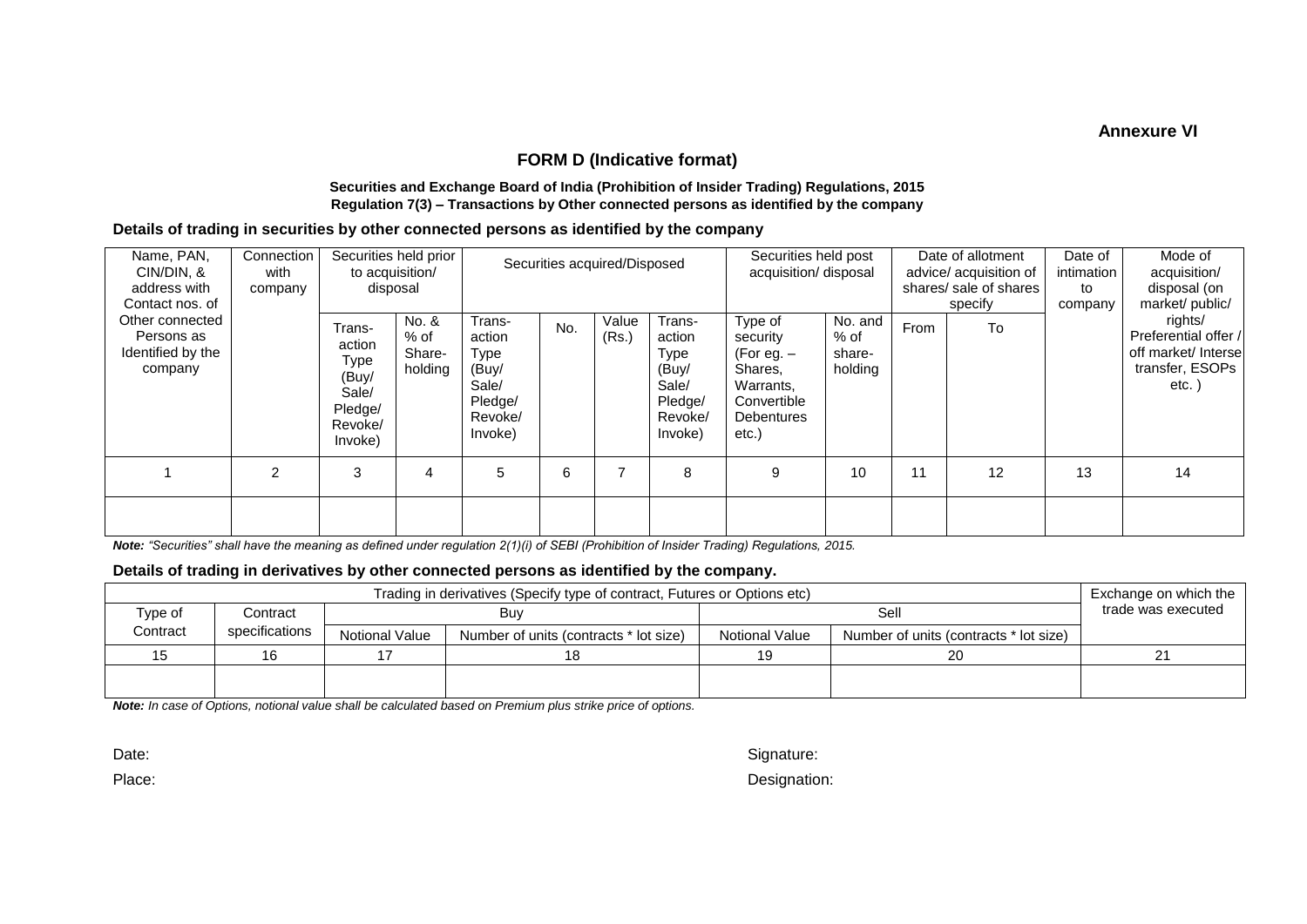**Annexure VI**

## FORM D (Indicative format)

**Securities and Exchange Board of India (Prohibition of Insider Trading) Regulations, 2015**
**Regulation 7(3) – Transactions by Other connected persons as identified by the company**

**Details of trading in securities by other connected persons as identified by the company**

| Name, PAN, CIN/DIN, & address with Contact nos. of Other connected Persons as Identified by the company | Connection with company | Securities held prior to acquisition/ disposal | | Securities acquired/Disposed | | | | Securities held post acquisition/ disposal | | Date of allotment advice/ acquisition of shares/ sale of shares specify | | Date of intimation to company | Mode of acquisition/ disposal (on market/ public/ rights/ Preferential offer / off market/ Interse transfer, ESOPs etc. ) |
|---|---|---|---|---|---|---|---|---|---|---|---|---|---|
| | | Trans-action Type (Buy/ Sale/ Pledge/ Revoke/ Invoke) | No. & % of Share-holding | Trans-action Type (Buy/ Sale/ Pledge/ Revoke/ Invoke) | No. | Value (Rs.) | Trans-action Type (Buy/ Sale/ Pledge/ Revoke/ Invoke) | Type of security (For eg. – Shares, Warrants, Convertible Debentures etc.) | No. and % of share-holding | From | To | | |
| 1 | 2 | 3 | 4 | 5 | 6 | 7 | 8 | 9 | 10 | 11 | 12 | 13 | 14 |
| | | | | | | | | | | | | | |

***Note:** "Securities" shall have the meaning as defined under regulation 2(1)(i) of SEBI (Prohibition of Insider Trading) Regulations, 2015.*

**Details of trading in derivatives by other connected persons as identified by the company.**

| Trading in derivatives (Specify type of contract, Futures or Options etc) | | | | | | Exchange on which the trade was executed |
|---|---|---|---|---|---|---|
| Type of Contract | Contract specifications | Buy | | Sell | | |
| | | Notional Value | Number of units (contracts * lot size) | Notional Value | Number of units (contracts * lot size) | |
| 15 | 16 | 17 | 18 | 19 | 20 | 21 |
| | | | | | | |

***Note:** In case of Options, notional value shall be calculated based on Premium plus strike price of options.*

Date: Signature:

Place: Designation: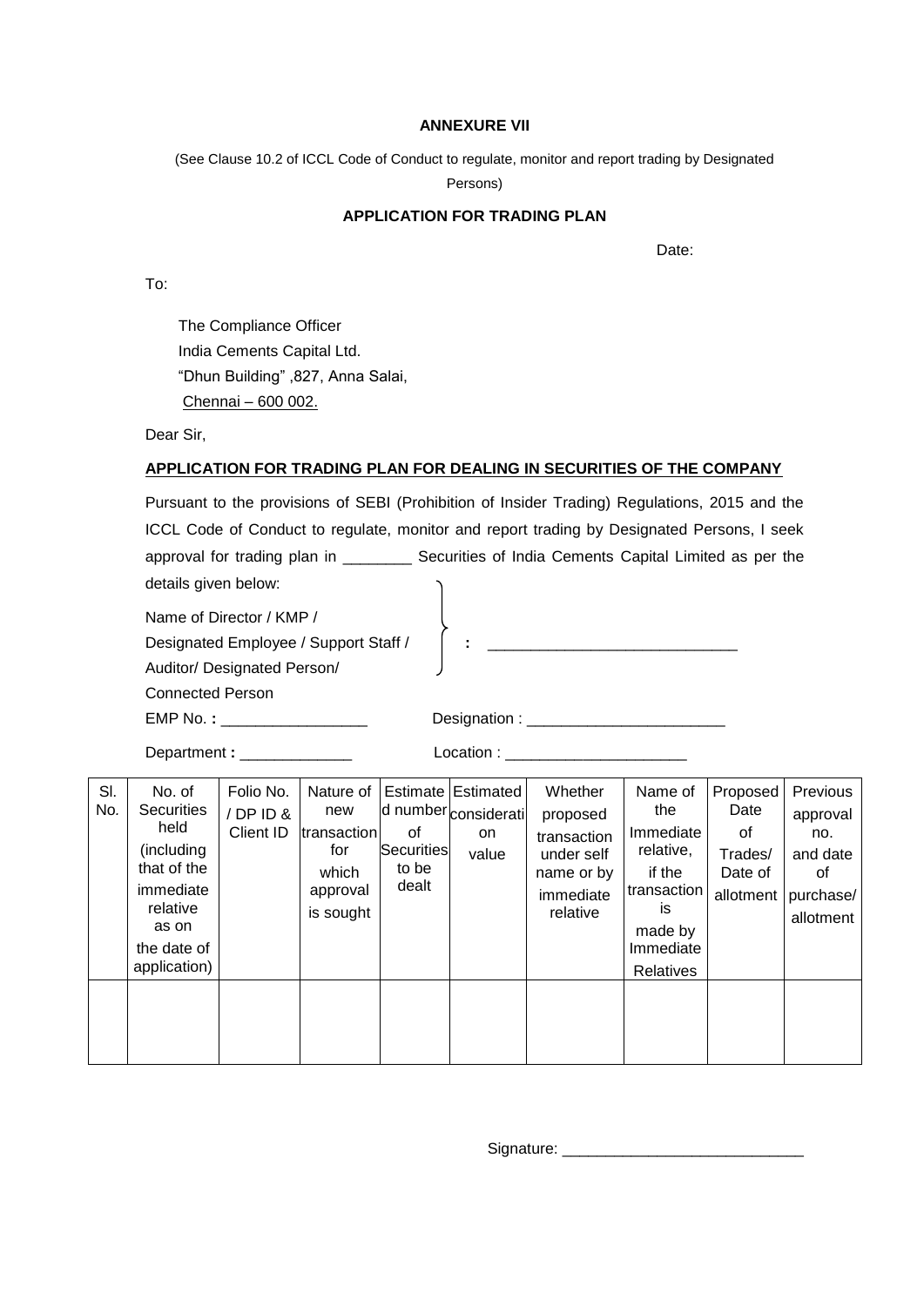**ANNEXURE VII**

(See Clause 10.2 of ICCL Code of Conduct to regulate, monitor and report trading by Designated Persons)

**APPLICATION FOR TRADING PLAN**

Date:

To:

The Compliance Officer
India Cements Capital Ltd.
"Dhun Building" ,827, Anna Salai,
Chennai – 600 002.

Dear Sir,

**APPLICATION FOR TRADING PLAN FOR DEALING IN SECURITIES OF THE COMPANY**

Pursuant to the provisions of SEBI (Prohibition of Insider Trading) Regulations, 2015 and the ICCL Code of Conduct to regulate, monitor and report trading by Designated Persons, I seek approval for trading plan in ________ Securities of India Cements Capital Limited as per the details given below:

Name of Director / KMP / Designated Employee / Support Staff / Auditor/ Designated Person/ Connected Person : ____________________________

EMP No. **:** _________________ Designation : _______________________

Department **:** _____________ Location : _____________________

| Sl. No. | No. of Securities held (including that of the immediate relative as on the date of application) | Folio No. / DP ID & Client ID | Nature of new transaction for which approval is sought | Estimated number of Securities to be dealt | Estimated consideration value | Whether proposed transaction under self name or by immediate relative | Name of the Immediate relative, if the transaction is made by Immediate Relatives | Proposed Date of Trades/ Date of allotment | Previous approval no. and date of purchase/ allotment |
|---|---|---|---|---|---|---|---|---|---|
| | | | | | | | | | |

Signature: ____________________________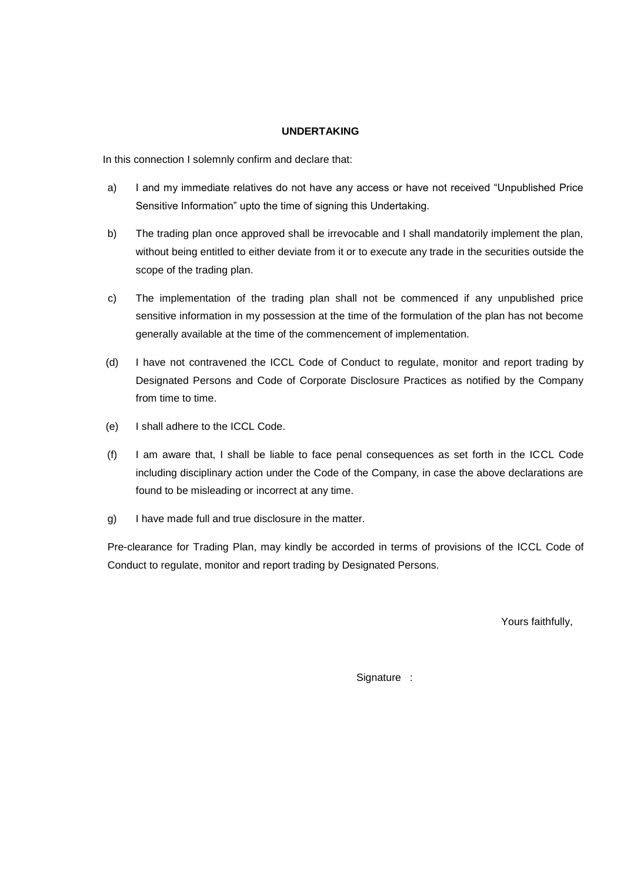**UNDERTAKING**

In this connection I solemnly confirm and declare that:

a) I and my immediate relatives do not have any access or have not received “Unpublished Price Sensitive Information” upto the time of signing this Undertaking.

b) The trading plan once approved shall be irrevocable and I shall mandatorily implement the plan, without being entitled to either deviate from it or to execute any trade in the securities outside the scope of the trading plan.

c) The implementation of the trading plan shall not be commenced if any unpublished price sensitive information in my possession at the time of the formulation of the plan has not become generally available at the time of the commencement of implementation.

(d) I have not contravened the ICCL Code of Conduct to regulate, monitor and report trading by Designated Persons and Code of Corporate Disclosure Practices as notified by the Company from time to time.

(e) I shall adhere to the ICCL Code.

(f) I am aware that, I shall be liable to face penal consequences as set forth in the ICCL Code including disciplinary action under the Code of the Company, in case the above declarations are found to be misleading or incorrect at any time.

g) I have made full and true disclosure in the matter.

Pre-clearance for Trading Plan, may kindly be accorded in terms of provisions of the ICCL Code of Conduct to regulate, monitor and report trading by Designated Persons.

Yours faithfully,

Signature :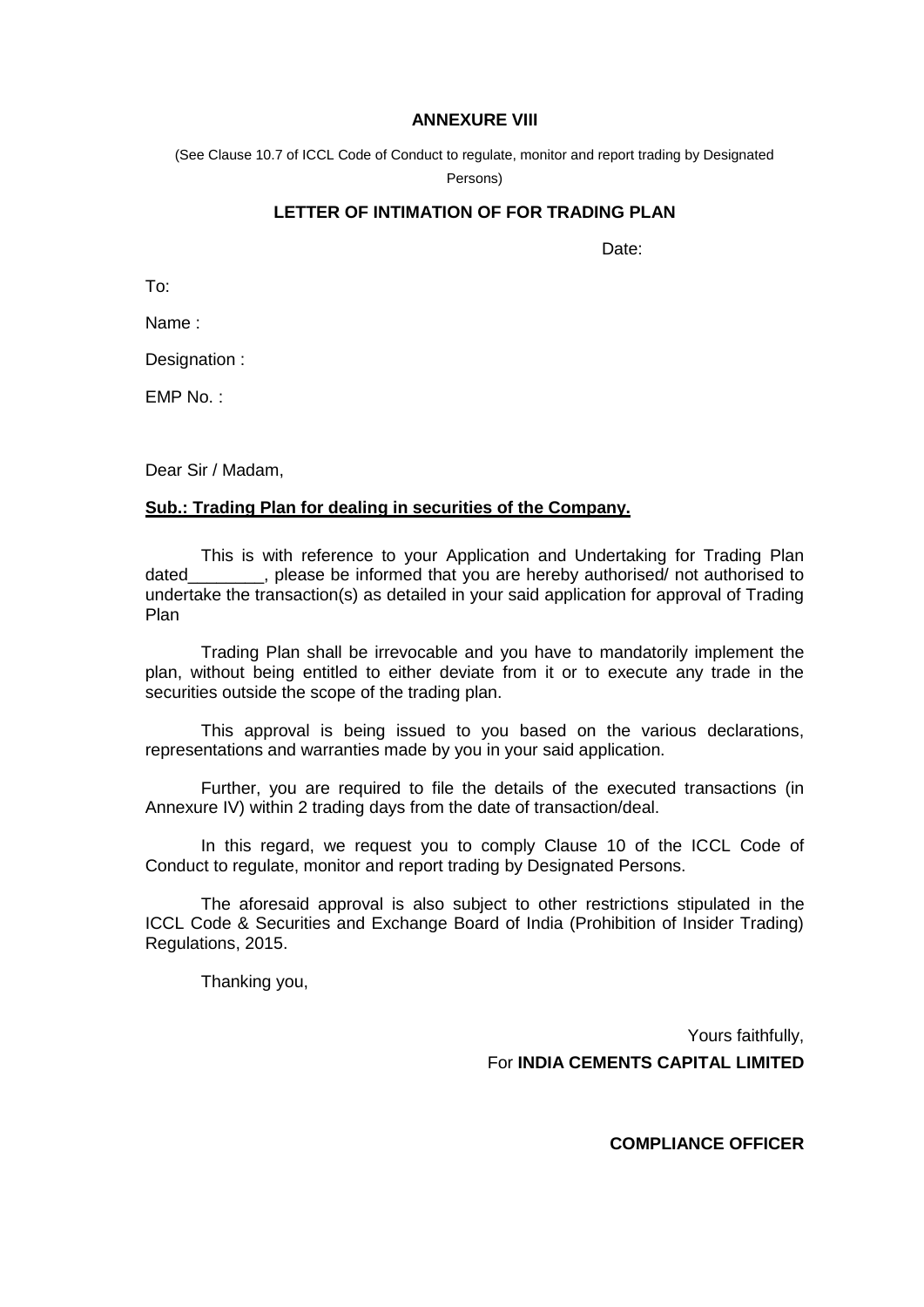**ANNEXURE VIII**

(See Clause 10.7 of ICCL Code of Conduct to regulate, monitor and report trading by Designated Persons)

**LETTER OF INTIMATION OF FOR TRADING PLAN**

Date:

To:

Name :

Designation :

EMP No. :

Dear Sir / Madam,

**Sub.: Trading Plan for dealing in securities of the Company.**

This is with reference to your Application and Undertaking for Trading Plan dated________, please be informed that you are hereby authorised/ not authorised to undertake the transaction(s) as detailed in your said application for approval of Trading Plan

Trading Plan shall be irrevocable and you have to mandatorily implement the plan, without being entitled to either deviate from it or to execute any trade in the securities outside the scope of the trading plan.

This approval is being issued to you based on the various declarations, representations and warranties made by you in your said application.

Further, you are required to file the details of the executed transactions (in Annexure IV) within 2 trading days from the date of transaction/deal.

In this regard, we request you to comply Clause 10 of the ICCL Code of Conduct to regulate, monitor and report trading by Designated Persons.

The aforesaid approval is also subject to other restrictions stipulated in the ICCL Code & Securities and Exchange Board of India (Prohibition of Insider Trading) Regulations, 2015.

Thanking you,

Yours faithfully,

For **INDIA CEMENTS CAPITAL LIMITED**

**COMPLIANCE OFFICER**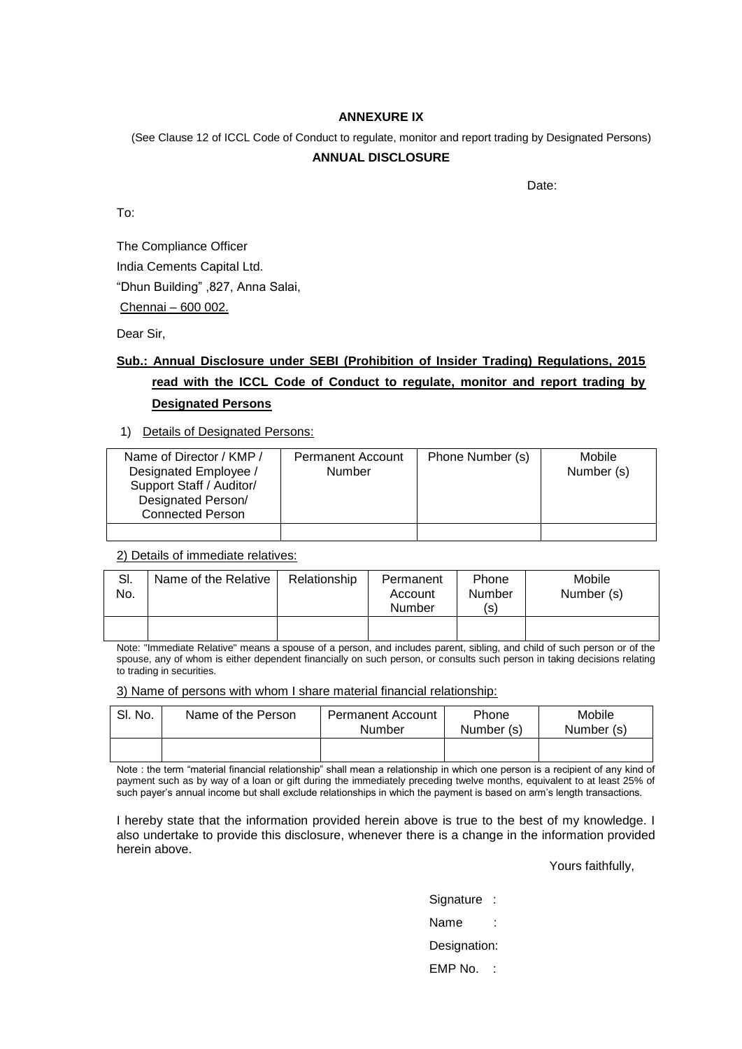**ANNEXURE IX**

(See Clause 12 of ICCL Code of Conduct to regulate, monitor and report trading by Designated Persons)

**ANNUAL DISCLOSURE**

Date:

To:

The Compliance Officer

India Cements Capital Ltd.

“Dhun Building” ,827, Anna Salai,

Chennai – 600 002.

Dear Sir,

**Sub.: Annual Disclosure under SEBI (Prohibition of Insider Trading) Regulations, 2015 read with the ICCL Code of Conduct to regulate, monitor and report trading by Designated Persons**

1) Details of Designated Persons:

| Name of Director / KMP / Designated Employee / Support Staff / Auditor/ Designated Person/ Connected Person | Permanent Account Number | Phone Number (s) | Mobile Number (s) |
|---|---|---|---|
| | | | |

2) Details of immediate relatives:

| Sl. No. | Name of the Relative | Relationship | Permanent Account Number | Phone Number (s) | Mobile Number (s) |
|---|---|---|---|---|---|
| | | | | | |

Note: "Immediate Relative" means a spouse of a person, and includes parent, sibling, and child of such person or of the spouse, any of whom is either dependent financially on such person, or consults such person in taking decisions relating to trading in securities.

3) Name of persons with whom I share material financial relationship:

| Sl. No. | Name of the Person | Permanent Account Number | Phone Number (s) | Mobile Number (s) |
|---|---|---|---|---|
| | | | | |

Note : the term “material financial relationship” shall mean a relationship in which one person is a recipient of any kind of payment such as by way of a loan or gift during the immediately preceding twelve months, equivalent to at least 25% of such payer’s annual income but shall exclude relationships in which the payment is based on arm’s length transactions.

I hereby state that the information provided herein above is true to the best of my knowledge. I also undertake to provide this disclosure, whenever there is a change in the information provided herein above.

Yours faithfully,

Signature :

Name :

Designation:

EMP No. :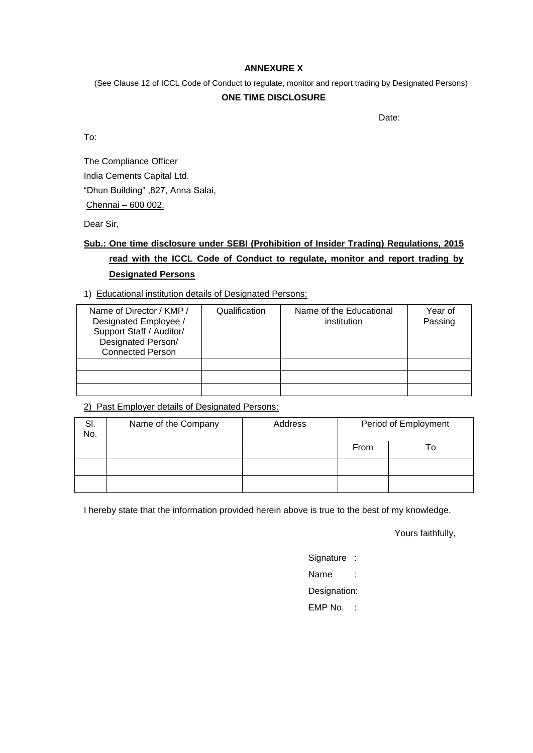**ANNEXURE X**

(See Clause 12 of ICCL Code of Conduct to regulate, monitor and report trading by Designated Persons)

**ONE TIME DISCLOSURE**

Date:

To:

The Compliance Officer
India Cements Capital Ltd.
"Dhun Building" ,827, Anna Salai,
Chennai – 600 002.

Dear Sir,

**Sub.: One time disclosure under SEBI (Prohibition of Insider Trading) Regulations, 2015 read with the ICCL Code of Conduct to regulate, monitor and report trading by Designated Persons**

1) Educational institution details of Designated Persons:

| Name of Director / KMP / Designated Employee / Support Staff / Auditor/ Designated Person/ Connected Person | Qualification | Name of the Educational institution | Year of Passing |
|---|---|---|---|
| | | | |
| | | | |
| | | | |

2) Past Employer details of Designated Persons:

| Sl. No. | Name of the Company | Address | Period of Employment | |
|---|---|---|---|---|
| | | | From | To |
| | | | | |
| | | | | |

I hereby state that the information provided herein above is true to the best of my knowledge.

Yours faithfully,

Signature :

Name :

Designation:

EMP No. :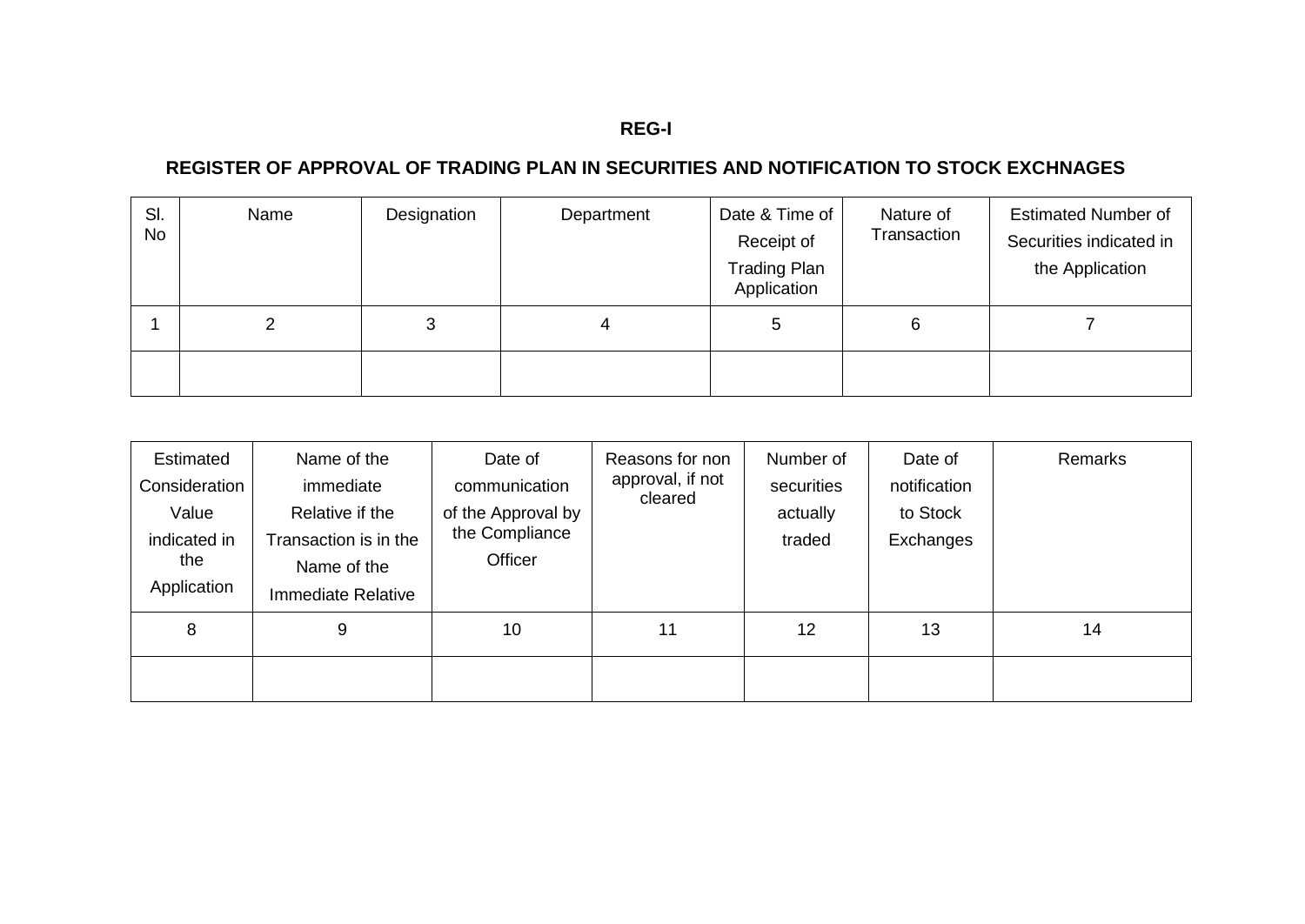**REG-I**

**REGISTER OF APPROVAL OF TRADING PLAN IN SECURITIES AND NOTIFICATION TO STOCK EXCHNAGES**

| Sl. No | Name | Designation | Department | Date & Time of Receipt of Trading Plan Application | Nature of Transaction | Estimated Number of Securities indicated in the Application |
|---|---|---|---|---|---|---|
| 1 | 2 | 3 | 4 | 5 | 6 | 7 |
| | | | | | | |

| Estimated Consideration Value indicated in the Application | Name of the immediate Relative if the Transaction is in the Name of the Immediate Relative | Date of communication of the Approval by the Compliance Officer | Reasons for non approval, if not cleared | Number of securities actually traded | Date of notification to Stock Exchanges | Remarks |
|---|---|---|---|---|---|---|
| 8 | 9 | 10 | 11 | 12 | 13 | 14 |
| | | | | | | |